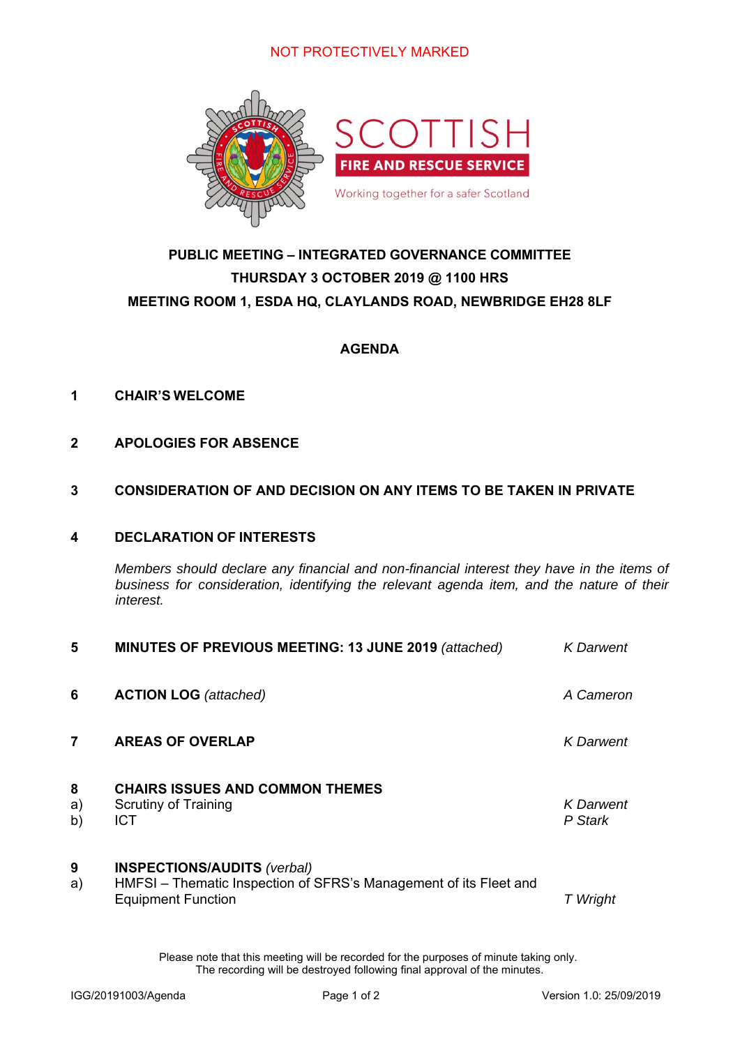NOT PROTECTIVELY MARKED

SCOTTISH
FIRE AND RESCUE SERVICE
Working together for a safer Scotland

**PUBLIC MEETING – INTEGRATED GOVERNANCE COMMITTEE**
**THURSDAY 3 OCTOBER 2019 @ 1100 HRS**
**MEETING ROOM 1, ESDA HQ, CLAYLANDS ROAD, NEWBRIDGE EH28 8LF**

**AGENDA**

**1 CHAIR'S WELCOME**

**2 APOLOGIES FOR ABSENCE**

**3 CONSIDERATION OF AND DECISION ON ANY ITEMS TO BE TAKEN IN PRIVATE**

**4 DECLARATION OF INTERESTS**

*Members should declare any financial and non-financial interest they have in the items of business for consideration, identifying the relevant agenda item, and the nature of their interest.*

**5 MINUTES OF PREVIOUS MEETING: 13 JUNE 2019** *(attached)* — *K Darwent*

**6 ACTION LOG** *(attached)* — *A Cameron*

**7 AREAS OF OVERLAP** — *K Darwent*

**8 CHAIRS ISSUES AND COMMON THEMES**
a) Scrutiny of Training — *K Darwent*
b) ICT — *P Stark*

**9 INSPECTIONS/AUDITS** *(verbal)*
a) HMFSI – Thematic Inspection of SFRS's Management of its Fleet and Equipment Function — *T Wright*

Please note that this meeting will be recorded for the purposes of minute taking only.
The recording will be destroyed following final approval of the minutes.

IGG/20191003/Agenda — Version 1.0: 25/09/2019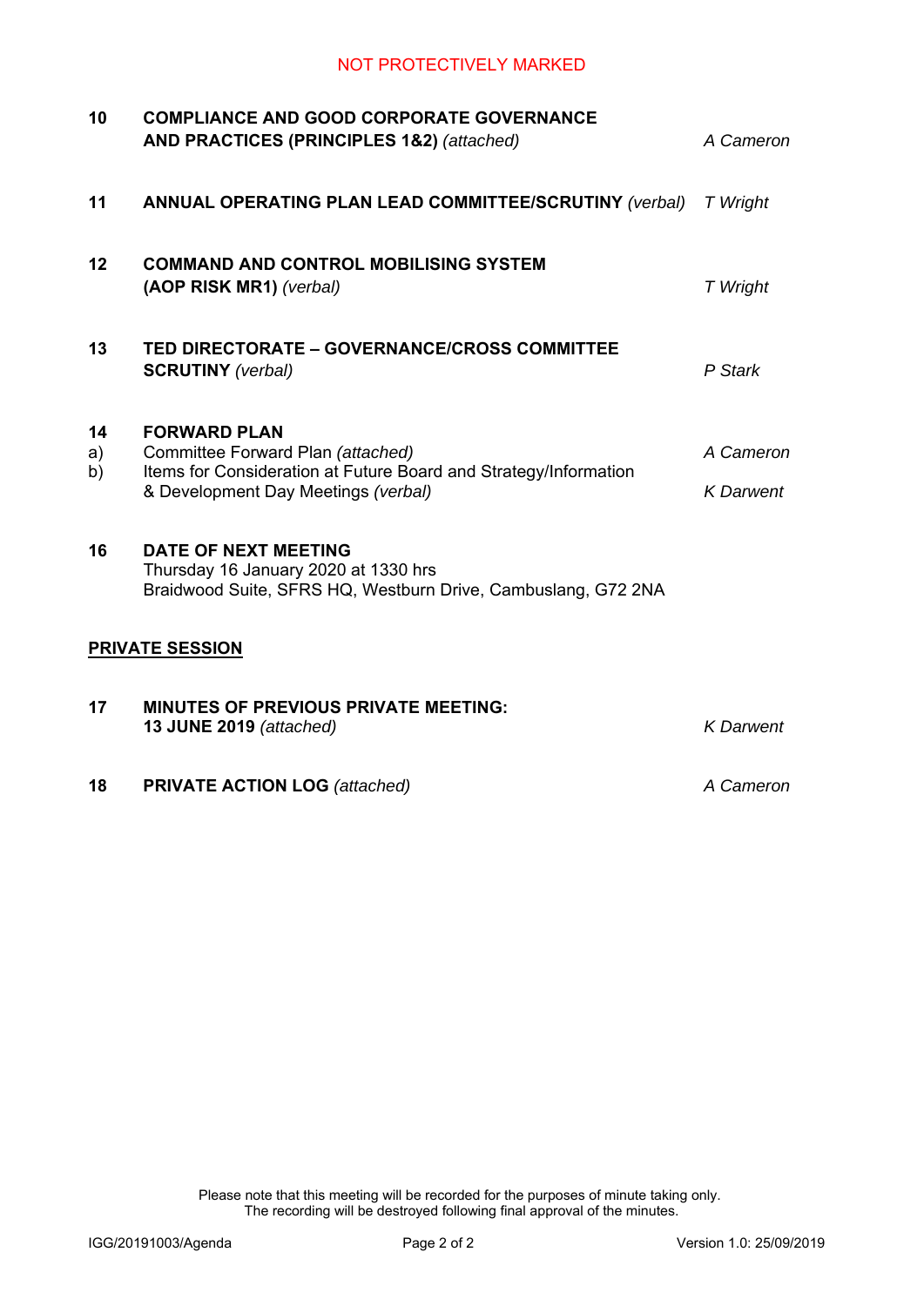**10 COMPLIANCE AND GOOD CORPORATE GOVERNANCE AND PRACTICES (PRINCIPLES 1&2)** *(attached)* — *A Cameron*

**11 ANNUAL OPERATING PLAN LEAD COMMITTEE/SCRUTINY** *(verbal)* — *T Wright*

**12 COMMAND AND CONTROL MOBILISING SYSTEM (AOP RISK MR1)** *(verbal)* — *T Wright*

**13 TED DIRECTORATE – GOVERNANCE/CROSS COMMITTEE SCRUTINY** *(verbal)* — *P Stark*

**14 FORWARD PLAN**

a) Committee Forward Plan *(attached)* — *A Cameron*

b) Items for Consideration at Future Board and Strategy/Information & Development Day Meetings *(verbal)* — *K Darwent*

**16 DATE OF NEXT MEETING**

Thursday 16 January 2020 at 1330 hrs
Braidwood Suite, SFRS HQ, Westburn Drive, Cambuslang, G72 2NA

## PRIVATE SESSION

**17 MINUTES OF PREVIOUS PRIVATE MEETING: 13 JUNE 2019** *(attached)* — *K Darwent*

**18 PRIVATE ACTION LOG** *(attached)* — *A Cameron*

Please note that this meeting will be recorded for the purposes of minute taking only.
The recording will be destroyed following final approval of the minutes.

IGG/20191003/Agenda — Version 1.0: 25/09/2019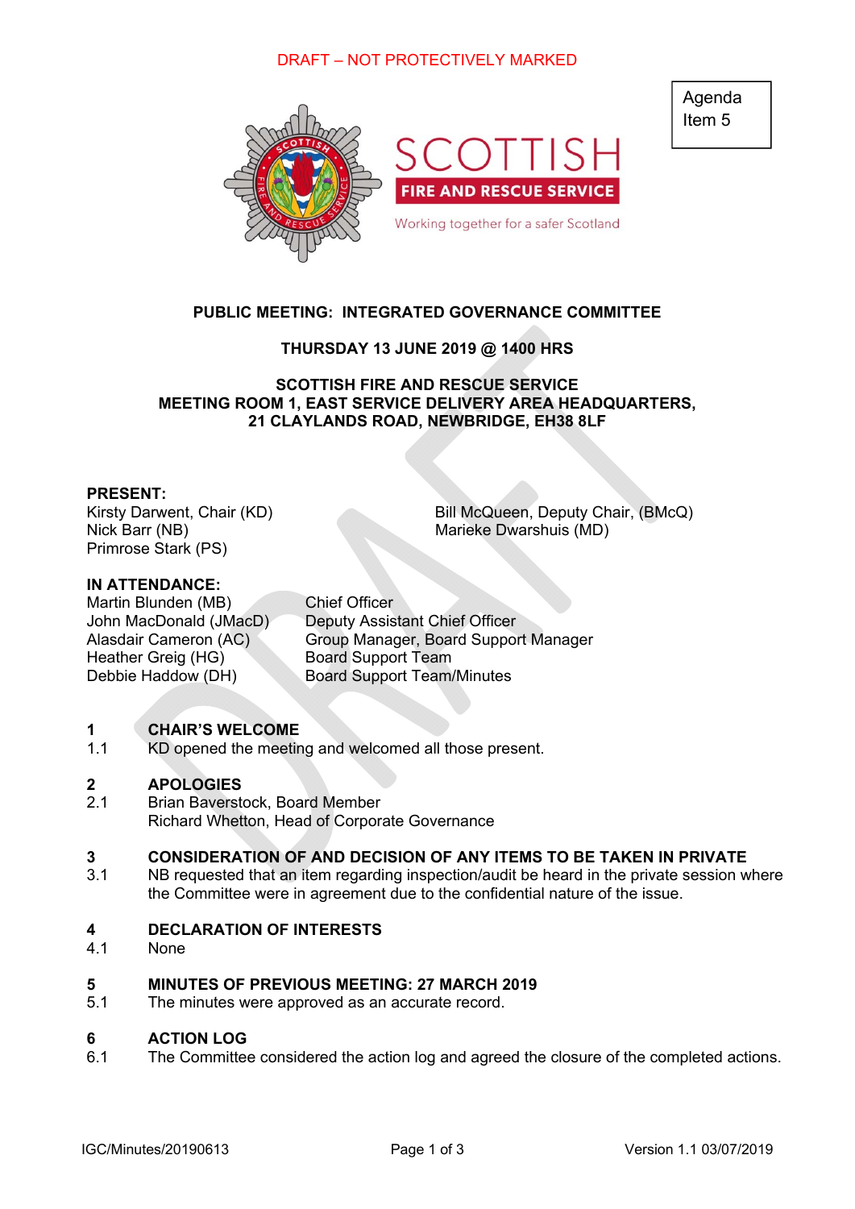DRAFT – NOT PROTECTIVELY MARKED

Agenda Item 5

**PUBLIC MEETING: INTEGRATED GOVERNANCE COMMITTEE**

**THURSDAY 13 JUNE 2019 @ 1400 HRS**

**SCOTTISH FIRE AND RESCUE SERVICE**
**MEETING ROOM 1, EAST SERVICE DELIVERY AREA HEADQUARTERS, 21 CLAYLANDS ROAD, NEWBRIDGE, EH38 8LF**

**PRESENT:**

Kirsty Darwent, Chair (KD)
Nick Barr (NB)
Primrose Stark (PS)
Bill McQueen, Deputy Chair, (BMcQ)
Marieke Dwarshuis (MD)

**IN ATTENDANCE:**

| | |
|---|---|
| Martin Blunden (MB) | Chief Officer |
| John MacDonald (JMacD) | Deputy Assistant Chief Officer |
| Alasdair Cameron (AC) | Group Manager, Board Support Manager |
| Heather Greig (HG) | Board Support Team |
| Debbie Haddow (DH) | Board Support Team/Minutes |

**1 CHAIR'S WELCOME**

1.1 KD opened the meeting and welcomed all those present.

**2 APOLOGIES**

2.1 Brian Baverstock, Board Member
Richard Whetton, Head of Corporate Governance

**3 CONSIDERATION OF AND DECISION OF ANY ITEMS TO BE TAKEN IN PRIVATE**

3.1 NB requested that an item regarding inspection/audit be heard in the private session where the Committee were in agreement due to the confidential nature of the issue.

**4 DECLARATION OF INTERESTS**

4.1 None

**5 MINUTES OF PREVIOUS MEETING: 27 MARCH 2019**

5.1 The minutes were approved as an accurate record.

**6 ACTION LOG**

6.1 The Committee considered the action log and agreed the closure of the completed actions.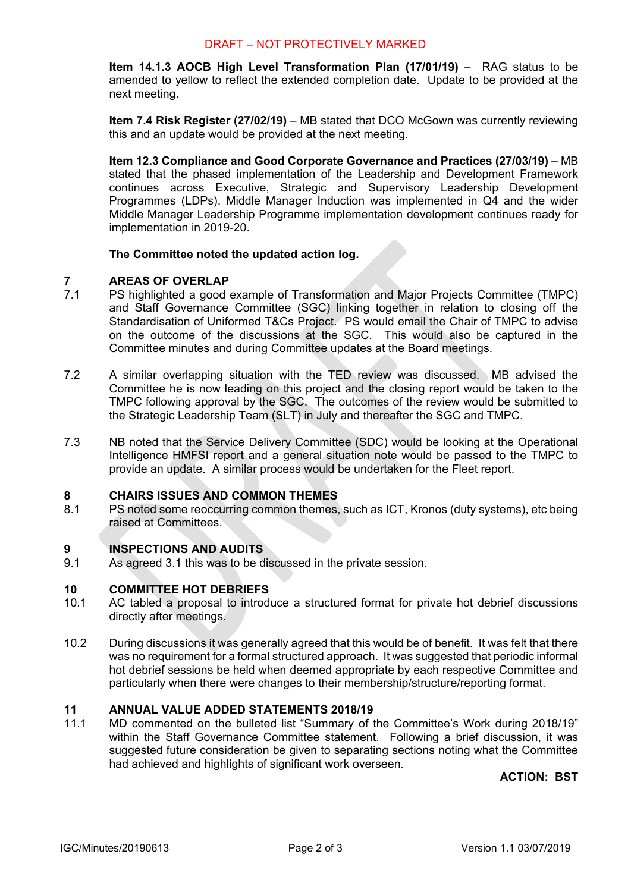DRAFT – NOT PROTECTIVELY MARKED

**Item 14.1.3 AOCB High Level Transformation Plan (17/01/19)** – RAG status to be amended to yellow to reflect the extended completion date. Update to be provided at the next meeting.

**Item 7.4 Risk Register (27/02/19)** – MB stated that DCO McGown was currently reviewing this and an update would be provided at the next meeting.

**Item 12.3 Compliance and Good Corporate Governance and Practices (27/03/19)** – MB stated that the phased implementation of the Leadership and Development Framework continues across Executive, Strategic and Supervisory Leadership Development Programmes (LDPs). Middle Manager Induction was implemented in Q4 and the wider Middle Manager Leadership Programme implementation development continues ready for implementation in 2019-20.

**The Committee noted the updated action log.**

## 7 AREAS OF OVERLAP

7.1 PS highlighted a good example of Transformation and Major Projects Committee (TMPC) and Staff Governance Committee (SGC) linking together in relation to closing off the Standardisation of Uniformed T&Cs Project. PS would email the Chair of TMPC to advise on the outcome of the discussions at the SGC. This would also be captured in the Committee minutes and during Committee updates at the Board meetings.

7.2 A similar overlapping situation with the TED review was discussed. MB advised the Committee he is now leading on this project and the closing report would be taken to the TMPC following approval by the SGC. The outcomes of the review would be submitted to the Strategic Leadership Team (SLT) in July and thereafter the SGC and TMPC.

7.3 NB noted that the Service Delivery Committee (SDC) would be looking at the Operational Intelligence HMFSI report and a general situation note would be passed to the TMPC to provide an update. A similar process would be undertaken for the Fleet report.

## 8 CHAIRS ISSUES AND COMMON THEMES

8.1 PS noted some reoccurring common themes, such as ICT, Kronos (duty systems), etc being raised at Committees.

## 9 INSPECTIONS AND AUDITS

9.1 As agreed 3.1 this was to be discussed in the private session.

## 10 COMMITTEE HOT DEBRIEFS

10.1 AC tabled a proposal to introduce a structured format for private hot debrief discussions directly after meetings.

10.2 During discussions it was generally agreed that this would be of benefit. It was felt that there was no requirement for a formal structured approach. It was suggested that periodic informal hot debrief sessions be held when deemed appropriate by each respective Committee and particularly when there were changes to their membership/structure/reporting format.

## 11 ANNUAL VALUE ADDED STATEMENTS 2018/19

11.1 MD commented on the bulleted list "Summary of the Committee's Work during 2018/19" within the Staff Governance Committee statement. Following a brief discussion, it was suggested future consideration be given to separating sections noting what the Committee had achieved and highlights of significant work overseen.

**ACTION: BST**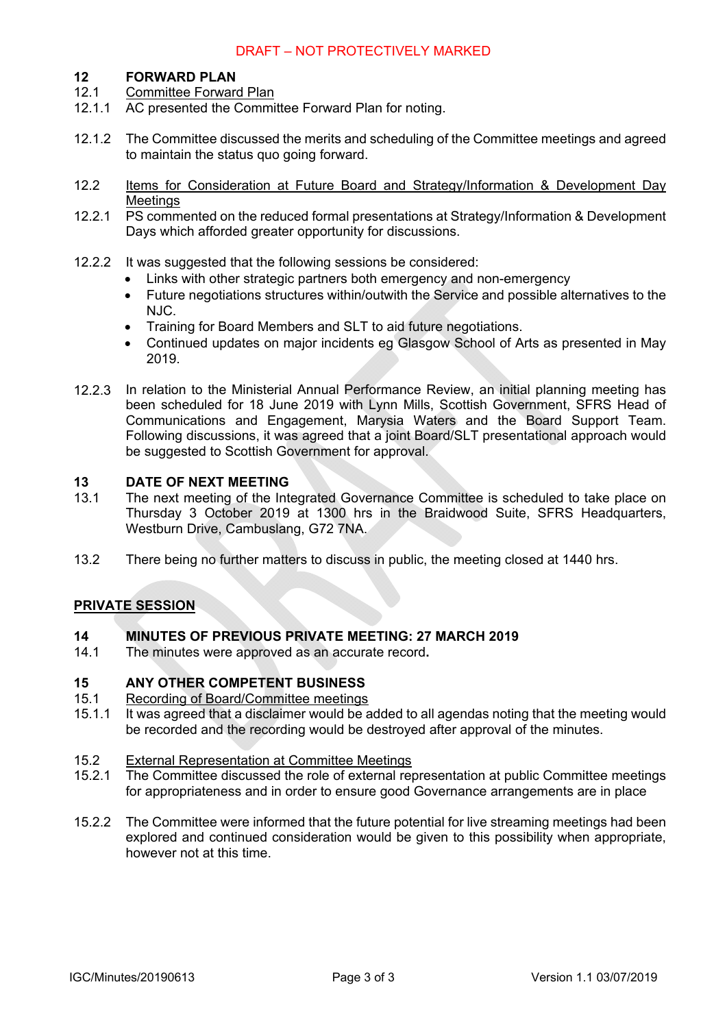DRAFT – NOT PROTECTIVELY MARKED

**12 FORWARD PLAN**

12.1 Committee Forward Plan

12.1.1 AC presented the Committee Forward Plan for noting.

12.1.2 The Committee discussed the merits and scheduling of the Committee meetings and agreed to maintain the status quo going forward.

12.2 Items for Consideration at Future Board and Strategy/Information & Development Day Meetings

12.2.1 PS commented on the reduced formal presentations at Strategy/Information & Development Days which afforded greater opportunity for discussions.

12.2.2 It was suggested that the following sessions be considered:

- Links with other strategic partners both emergency and non-emergency
- Future negotiations structures within/outwith the Service and possible alternatives to the NJC.
- Training for Board Members and SLT to aid future negotiations.
- Continued updates on major incidents eg Glasgow School of Arts as presented in May 2019.

12.2.3 In relation to the Ministerial Annual Performance Review, an initial planning meeting has been scheduled for 18 June 2019 with Lynn Mills, Scottish Government, SFRS Head of Communications and Engagement, Marysia Waters and the Board Support Team. Following discussions, it was agreed that a joint Board/SLT presentational approach would be suggested to Scottish Government for approval.

**13 DATE OF NEXT MEETING**

13.1 The next meeting of the Integrated Governance Committee is scheduled to take place on Thursday 3 October 2019 at 1300 hrs in the Braidwood Suite, SFRS Headquarters, Westburn Drive, Cambuslang, G72 7NA.

13.2 There being no further matters to discuss in public, the meeting closed at 1440 hrs.

**PRIVATE SESSION**

**14 MINUTES OF PREVIOUS PRIVATE MEETING: 27 MARCH 2019**

14.1 The minutes were approved as an accurate record.

**15 ANY OTHER COMPETENT BUSINESS**

15.1 Recording of Board/Committee meetings

15.1.1 It was agreed that a disclaimer would be added to all agendas noting that the meeting would be recorded and the recording would be destroyed after approval of the minutes.

15.2 External Representation at Committee Meetings

15.2.1 The Committee discussed the role of external representation at public Committee meetings for appropriateness and in order to ensure good Governance arrangements are in place

15.2.2 The Committee were informed that the future potential for live streaming meetings had been explored and continued consideration would be given to this possibility when appropriate, however not at this time.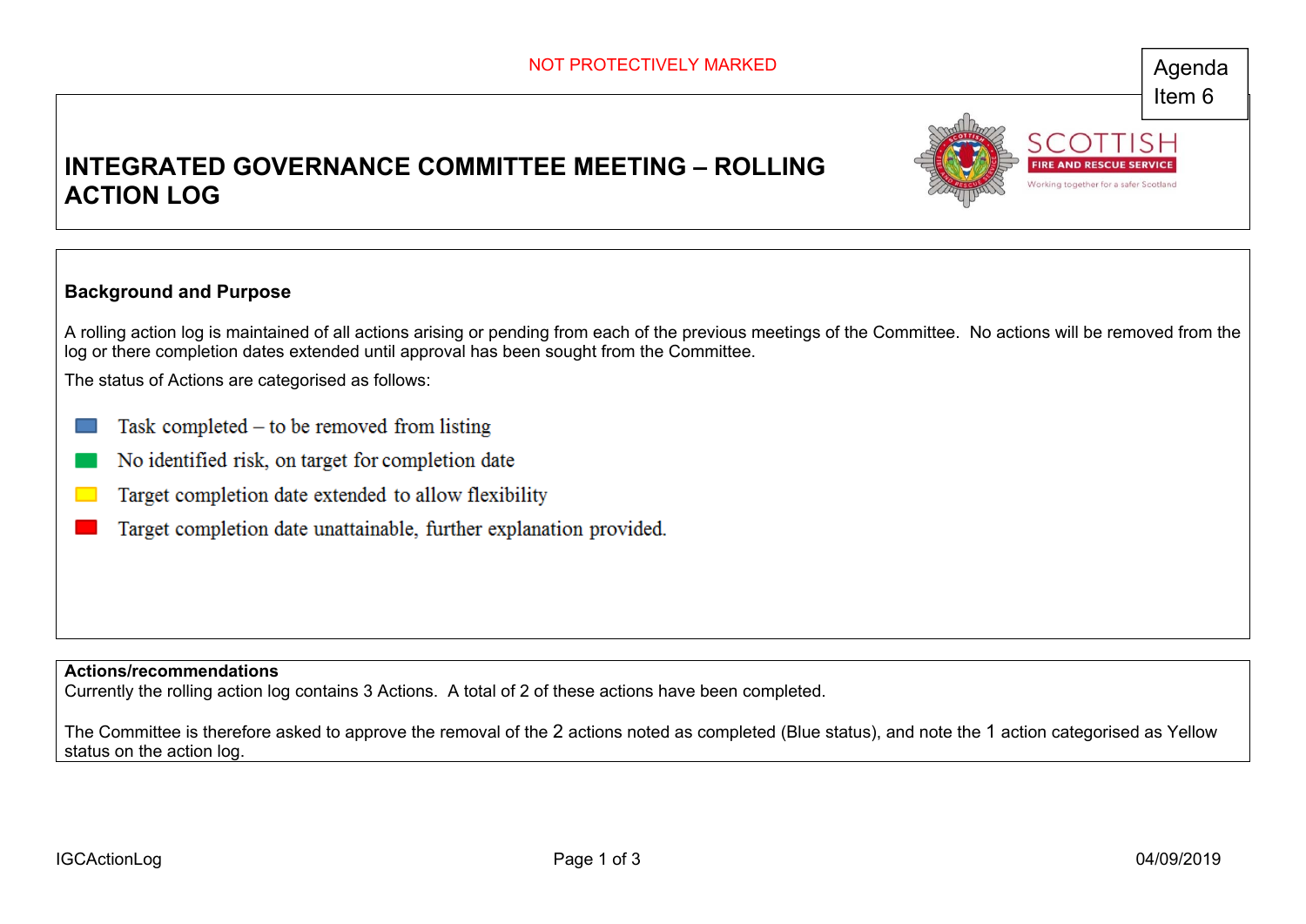NOT PROTECTIVELY MARKED

Agenda Item 6

# INTEGRATED GOVERNANCE COMMITTEE MEETING – ROLLING ACTION LOG

## Background and Purpose

A rolling action log is maintained of all actions arising or pending from each of the previous meetings of the Committee. No actions will be removed from the log or there completion dates extended until approval has been sought from the Committee.

The status of Actions are categorised as follows:

- Blue: Task completed – to be removed from listing
- Green: No identified risk, on target for completion date
- Yellow: Target completion date extended to allow flexibility
- Red: Target completion date unattainable, further explanation provided.

**Actions/recommendations**

Currently the rolling action log contains 3 Actions. A total of 2 of these actions have been completed.

The Committee is therefore asked to approve the removal of the 2 actions noted as completed (Blue status), and note the 1 action categorised as Yellow status on the action log.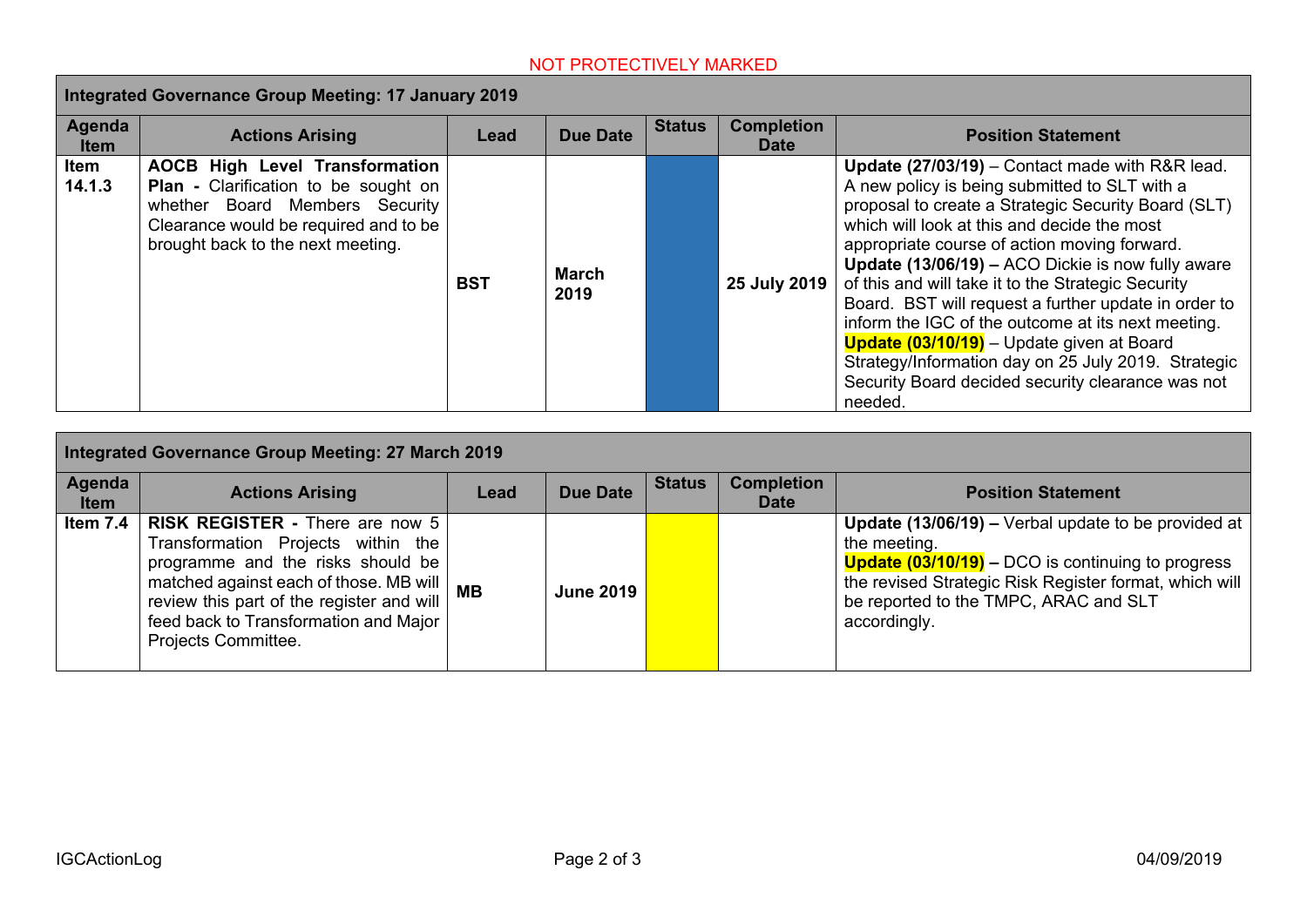NOT PROTECTIVELY MARKED

| Integrated Governance Group Meeting: 17 January 2019 | | | | | | |
|---|---|---|---|---|---|---|
| **Agenda Item** | **Actions Arising** | **Lead** | **Due Date** | **Status** | **Completion Date** | **Position Statement** |
| **Item 14.1.3** | **AOCB High Level Transformation Plan -** Clarification to be sought on whether Board Members Security Clearance would be required and to be brought back to the next meeting. | **BST** | **March 2019** | | **25 July 2019** | **Update (27/03/19)** – Contact made with R&R lead. A new policy is being submitted to SLT with a proposal to create a Strategic Security Board (SLT) which will look at this and decide the most appropriate course of action moving forward. **Update (13/06/19) –** ACO Dickie is now fully aware of this and will take it to the Strategic Security Board. BST will request a further update in order to inform the IGC of the outcome at its next meeting. **Update (03/10/19)** – Update given at Board Strategy/Information day on 25 July 2019. Strategic Security Board decided security clearance was not needed. |

| Integrated Governance Group Meeting: 27 March 2019 | | | | | | |
|---|---|---|---|---|---|---|
| **Agenda Item** | **Actions Arising** | **Lead** | **Due Date** | **Status** | **Completion Date** | **Position Statement** |
| **Item 7.4** | **RISK REGISTER -** There are now 5 Transformation Projects within the programme and the risks should be matched against each of those. MB will review this part of the register and will feed back to Transformation and Major Projects Committee. | **MB** | **June 2019** | | | **Update (13/06/19) –** Verbal update to be provided at the meeting. **Update (03/10/19) –** DCO is continuing to progress the revised Strategic Risk Register format, which will be reported to the TMPC, ARAC and SLT accordingly. |

IGCActionLog

04/09/2019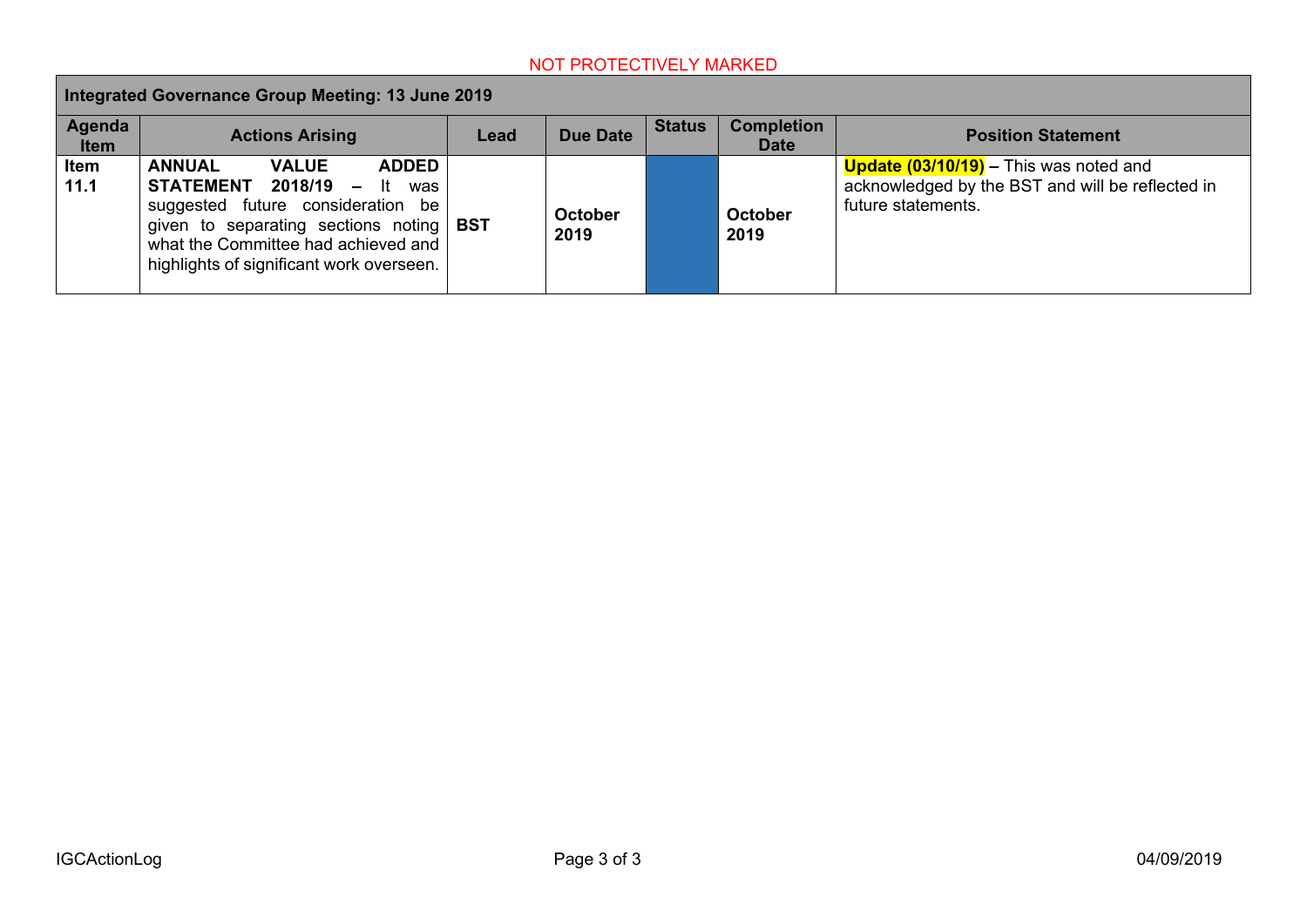NOT PROTECTIVELY MARKED

| Integrated Governance Group Meeting: 13 June 2019 | | | | | | |
|---|---|---|---|---|---|---|
| **Agenda Item** | **Actions Arising** | **Lead** | **Due Date** | **Status** | **Completion Date** | **Position Statement** |
| **Item 11.1** | **ANNUAL VALUE ADDED STATEMENT 2018/19 –** It was suggested future consideration be given to separating sections noting what the Committee had achieved and highlights of significant work overseen. | **BST** | **October 2019** | | **October 2019** | **Update (03/10/19) –** This was noted and acknowledged by the BST and will be reflected in future statements. |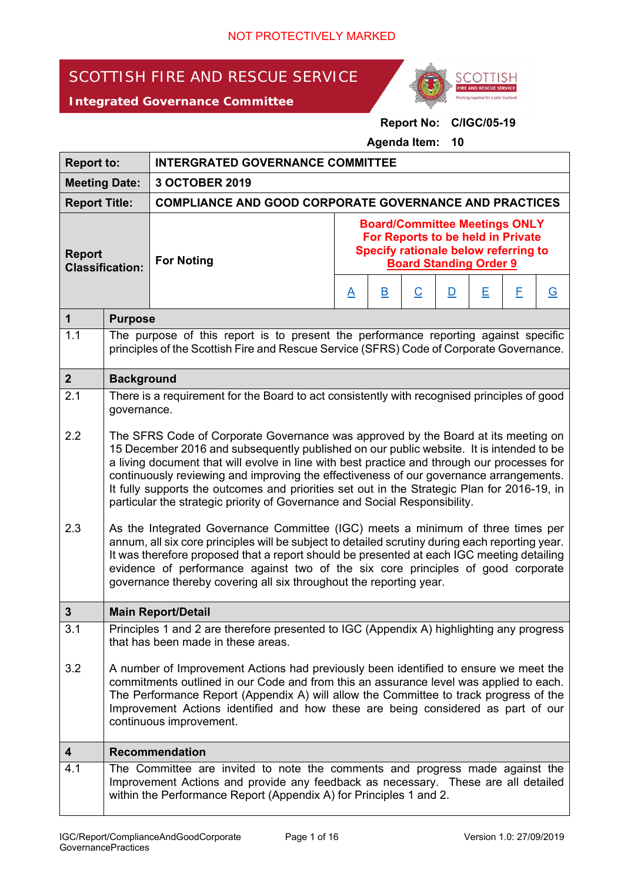NOT PROTECTIVELY MARKED

# SCOTTISH FIRE AND RESCUE SERVICE

**Integrated Governance Committee**

**Report No: C/IGC/05-19**

**Agenda Item: 10**

| **Report to:** | **INTERGRATED GOVERNANCE COMMITTEE** | | | | | | | |
|---|---|---|---|---|---|---|---|---|
| **Meeting Date:** | **3 OCTOBER 2019** | | | | | | | |
| **Report Title:** | **COMPLIANCE AND GOOD CORPORATE GOVERNANCE AND PRACTICES** | | | | | | | |
| **Report Classification:** | **For Noting** | **Board/Committee Meetings ONLY For Reports to be held in Private Specify rationale below referring to Board Standing Order 9** | | | | | | |
| | | A | B | C | D | E | F | G |

| | |
|---|---|
| **1** | **Purpose** |
| 1.1 | The purpose of this report is to present the performance reporting against specific principles of the Scottish Fire and Rescue Service (SFRS) Code of Corporate Governance. |
| **2** | **Background** |
| 2.1 | There is a requirement for the Board to act consistently with recognised principles of good governance. |
| 2.2 | The SFRS Code of Corporate Governance was approved by the Board at its meeting on 15 December 2016 and subsequently published on our public website. It is intended to be a living document that will evolve in line with best practice and through our processes for continuously reviewing and improving the effectiveness of our governance arrangements. It fully supports the outcomes and priorities set out in the Strategic Plan for 2016-19, in particular the strategic priority of Governance and Social Responsibility. |
| 2.3 | As the Integrated Governance Committee (IGC) meets a minimum of three times per annum, all six core principles will be subject to detailed scrutiny during each reporting year. It was therefore proposed that a report should be presented at each IGC meeting detailing evidence of performance against two of the six core principles of good corporate governance thereby covering all six throughout the reporting year. |
| **3** | **Main Report/Detail** |
| 3.1 | Principles 1 and 2 are therefore presented to IGC (Appendix A) highlighting any progress that has been made in these areas. |
| 3.2 | A number of Improvement Actions had previously been identified to ensure we meet the commitments outlined in our Code and from this an assurance level was applied to each. The Performance Report (Appendix A) will allow the Committee to track progress of the Improvement Actions identified and how these are being considered as part of our continuous improvement. |
| **4** | **Recommendation** |
| 4.1 | The Committee are invited to note the comments and progress made against the Improvement Actions and provide any feedback as necessary. These are all detailed within the Performance Report (Appendix A) for Principles 1 and 2. |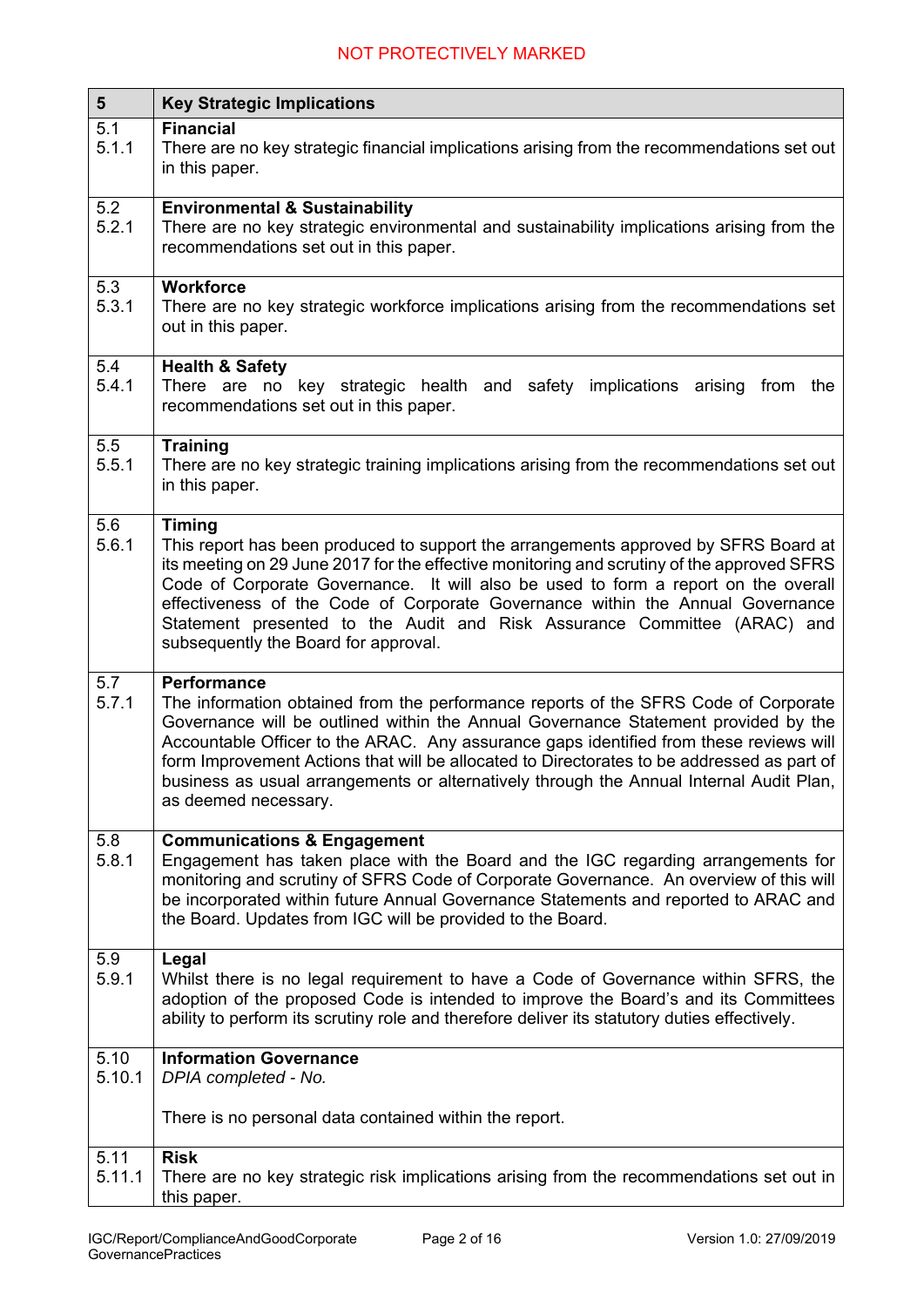| 5 | Key Strategic Implications |
|---|---|
| 5.1<br>5.1.1 | **Financial**<br>There are no key strategic financial implications arising from the recommendations set out in this paper. |
| 5.2<br>5.2.1 | **Environmental & Sustainability**<br>There are no key strategic environmental and sustainability implications arising from the recommendations set out in this paper. |
| 5.3<br>5.3.1 | **Workforce**<br>There are no key strategic workforce implications arising from the recommendations set out in this paper. |
| 5.4<br>5.4.1 | **Health & Safety**<br>There are no key strategic health and safety implications arising from the recommendations set out in this paper. |
| 5.5<br>5.5.1 | **Training**<br>There are no key strategic training implications arising from the recommendations set out in this paper. |
| 5.6<br>5.6.1 | **Timing**<br>This report has been produced to support the arrangements approved by SFRS Board at its meeting on 29 June 2017 for the effective monitoring and scrutiny of the approved SFRS Code of Corporate Governance. It will also be used to form a report on the overall effectiveness of the Code of Corporate Governance within the Annual Governance Statement presented to the Audit and Risk Assurance Committee (ARAC) and subsequently the Board for approval. |
| 5.7<br>5.7.1 | **Performance**<br>The information obtained from the performance reports of the SFRS Code of Corporate Governance will be outlined within the Annual Governance Statement provided by the Accountable Officer to the ARAC. Any assurance gaps identified from these reviews will form Improvement Actions that will be allocated to Directorates to be addressed as part of business as usual arrangements or alternatively through the Annual Internal Audit Plan, as deemed necessary. |
| 5.8<br>5.8.1 | **Communications & Engagement**<br>Engagement has taken place with the Board and the IGC regarding arrangements for monitoring and scrutiny of SFRS Code of Corporate Governance. An overview of this will be incorporated within future Annual Governance Statements and reported to ARAC and the Board. Updates from IGC will be provided to the Board. |
| 5.9<br>5.9.1 | **Legal**<br>Whilst there is no legal requirement to have a Code of Governance within SFRS, the adoption of the proposed Code is intended to improve the Board's and its Committees ability to perform its scrutiny role and therefore deliver its statutory duties effectively. |
| 5.10<br>5.10.1 | **Information Governance**<br>*DPIA completed - No.*<br><br>There is no personal data contained within the report. |
| 5.11<br>5.11.1 | **Risk**<br>There are no key strategic risk implications arising from the recommendations set out in this paper. |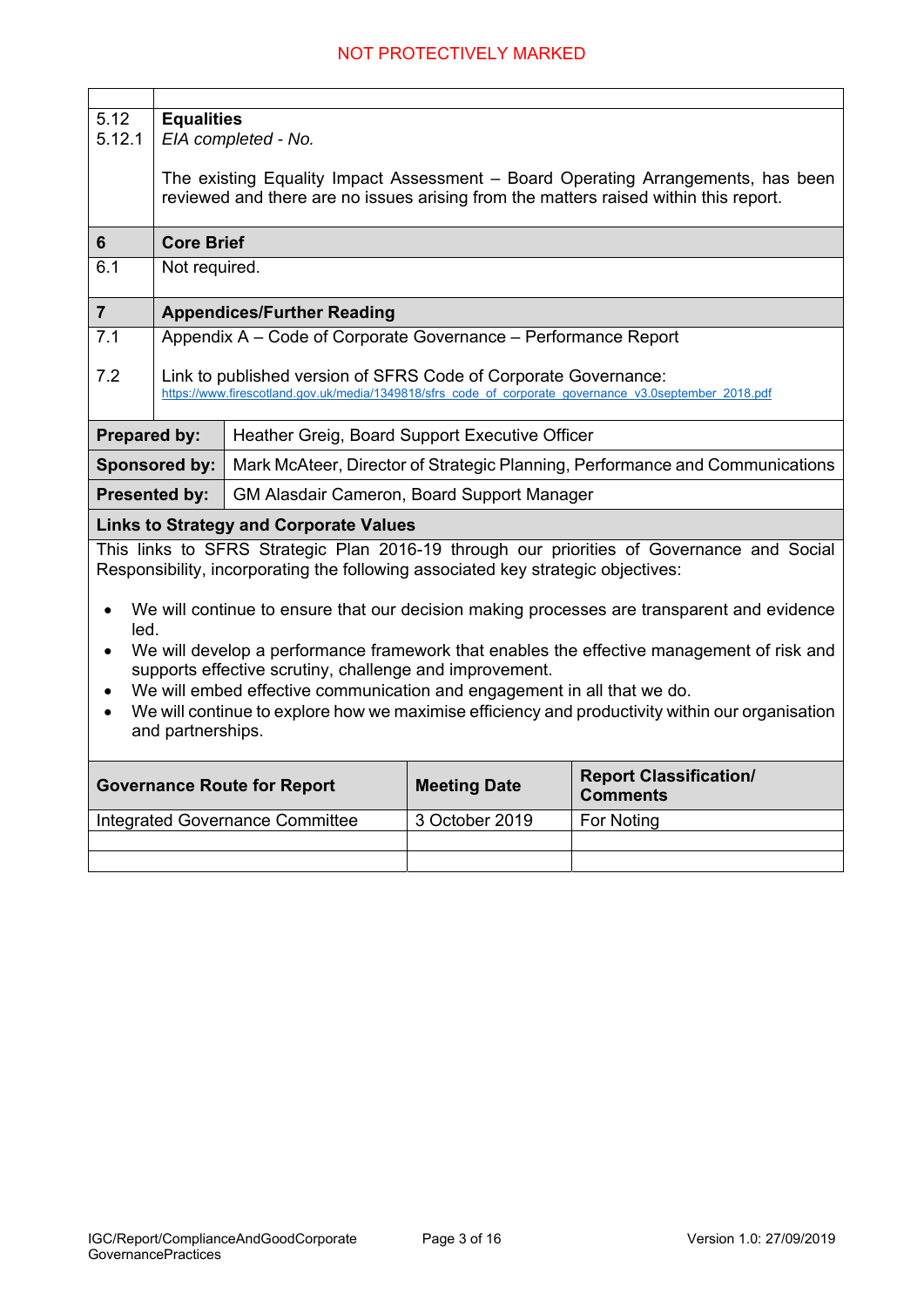| | |
|---|---|
| 5.12<br>5.12.1 | **Equalities**<br>*EIA completed - No.*<br><br>The existing Equality Impact Assessment – Board Operating Arrangements, has been reviewed and there are no issues arising from the matters raised within this report. |
| **6** | **Core Brief** |
| 6.1 | Not required. |
| **7** | **Appendices/Further Reading** |
| 7.1<br><br>7.2 | Appendix A – Code of Corporate Governance – Performance Report<br><br>Link to published version of SFRS Code of Corporate Governance:<br>https://www.firescotland.gov.uk/media/1349818/sfrs_code_of_corporate_governance_v3.0september_2018.pdf |

| | |
|---|---|
| **Prepared by:** | Heather Greig, Board Support Executive Officer |
| **Sponsored by:** | Mark McAteer, Director of Strategic Planning, Performance and Communications |
| **Presented by:** | GM Alasdair Cameron, Board Support Manager |

**Links to Strategy and Corporate Values**

This links to SFRS Strategic Plan 2016-19 through our priorities of Governance and Social Responsibility, incorporating the following associated key strategic objectives:

- We will continue to ensure that our decision making processes are transparent and evidence led.
- We will develop a performance framework that enables the effective management of risk and supports effective scrutiny, challenge and improvement.
- We will embed effective communication and engagement in all that we do.
- We will continue to explore how we maximise efficiency and productivity within our organisation and partnerships.

| Governance Route for Report | Meeting Date | Report Classification/ Comments |
|---|---|---|
| Integrated Governance Committee | 3 October 2019 | For Noting |
| | | |
| | | |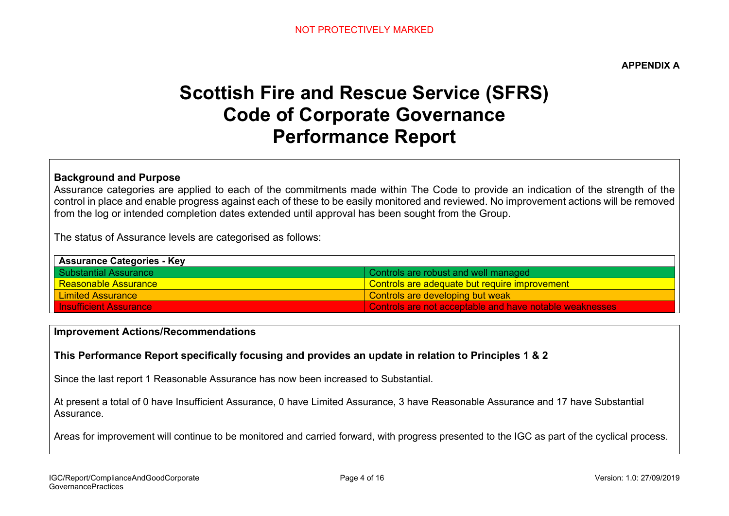NOT PROTECTIVELY MARKED

**APPENDIX A**

# Scottish Fire and Rescue Service (SFRS) Code of Corporate Governance Performance Report

**Background and Purpose**

Assurance categories are applied to each of the commitments made within The Code to provide an indication of the strength of the control in place and enable progress against each of these to be easily monitored and reviewed. No improvement actions will be removed from the log or intended completion dates extended until approval has been sought from the Group.

The status of Assurance levels are categorised as follows:

| Assurance Categories - Key | |
|---|---|
| Substantial Assurance | Controls are robust and well managed |
| Reasonable Assurance | Controls are adequate but require improvement |
| Limited Assurance | Controls are developing but weak |
| Insufficient Assurance | Controls are not acceptable and have notable weaknesses |

**Improvement Actions/Recommendations**

**This Performance Report specifically focusing and provides an update in relation to Principles 1 & 2**

Since the last report 1 Reasonable Assurance has now been increased to Substantial.

At present a total of 0 have Insufficient Assurance, 0 have Limited Assurance, 3 have Reasonable Assurance and 17 have Substantial Assurance.

Areas for improvement will continue to be monitored and carried forward, with progress presented to the IGC as part of the cyclical process.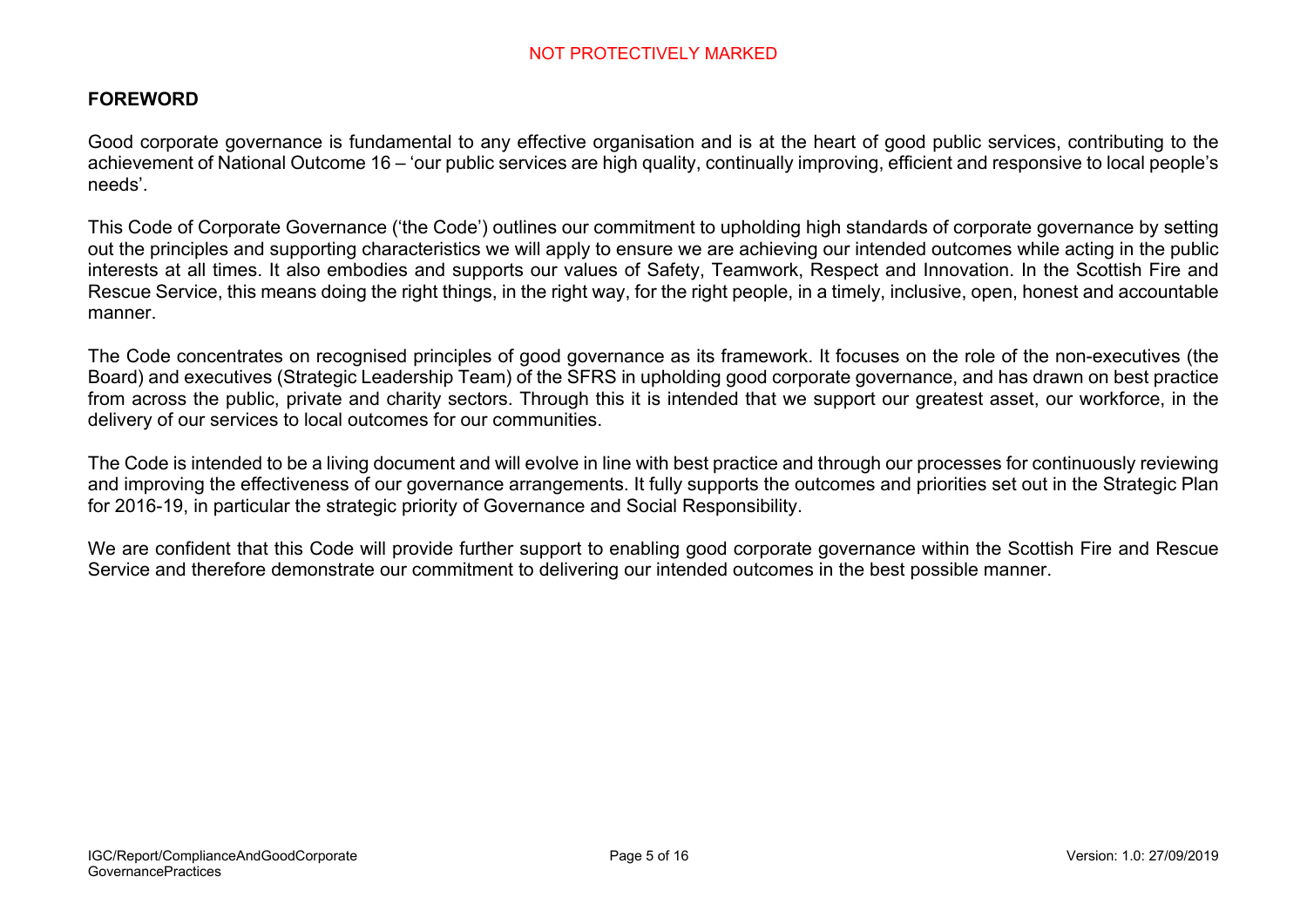## FOREWORD

Good corporate governance is fundamental to any effective organisation and is at the heart of good public services, contributing to the achievement of National Outcome 16 – 'our public services are high quality, continually improving, efficient and responsive to local people's needs'.

This Code of Corporate Governance ('the Code') outlines our commitment to upholding high standards of corporate governance by setting out the principles and supporting characteristics we will apply to ensure we are achieving our intended outcomes while acting in the public interests at all times. It also embodies and supports our values of Safety, Teamwork, Respect and Innovation. In the Scottish Fire and Rescue Service, this means doing the right things, in the right way, for the right people, in a timely, inclusive, open, honest and accountable manner.

The Code concentrates on recognised principles of good governance as its framework. It focuses on the role of the non-executives (the Board) and executives (Strategic Leadership Team) of the SFRS in upholding good corporate governance, and has drawn on best practice from across the public, private and charity sectors. Through this it is intended that we support our greatest asset, our workforce, in the delivery of our services to local outcomes for our communities.

The Code is intended to be a living document and will evolve in line with best practice and through our processes for continuously reviewing and improving the effectiveness of our governance arrangements. It fully supports the outcomes and priorities set out in the Strategic Plan for 2016-19, in particular the strategic priority of Governance and Social Responsibility.

We are confident that this Code will provide further support to enabling good corporate governance within the Scottish Fire and Rescue Service and therefore demonstrate our commitment to delivering our intended outcomes in the best possible manner.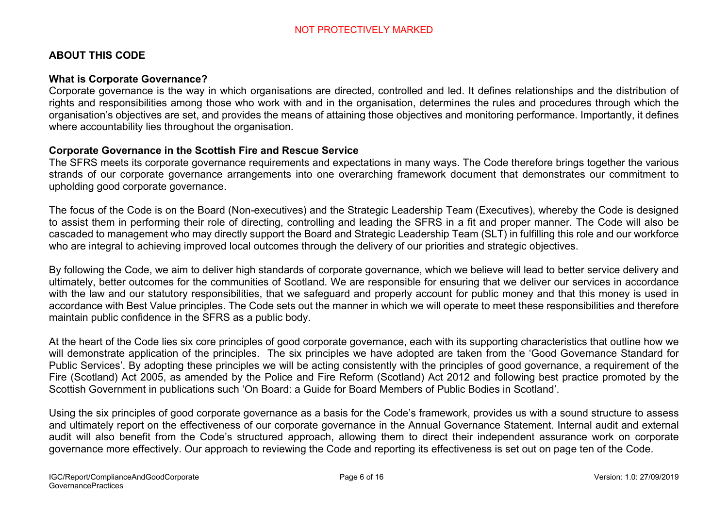## ABOUT THIS CODE

### What is Corporate Governance?

Corporate governance is the way in which organisations are directed, controlled and led. It defines relationships and the distribution of rights and responsibilities among those who work with and in the organisation, determines the rules and procedures through which the organisation's objectives are set, and provides the means of attaining those objectives and monitoring performance. Importantly, it defines where accountability lies throughout the organisation.

### Corporate Governance in the Scottish Fire and Rescue Service

The SFRS meets its corporate governance requirements and expectations in many ways. The Code therefore brings together the various strands of our corporate governance arrangements into one overarching framework document that demonstrates our commitment to upholding good corporate governance.

The focus of the Code is on the Board (Non-executives) and the Strategic Leadership Team (Executives), whereby the Code is designed to assist them in performing their role of directing, controlling and leading the SFRS in a fit and proper manner. The Code will also be cascaded to management who may directly support the Board and Strategic Leadership Team (SLT) in fulfilling this role and our workforce who are integral to achieving improved local outcomes through the delivery of our priorities and strategic objectives.

By following the Code, we aim to deliver high standards of corporate governance, which we believe will lead to better service delivery and ultimately, better outcomes for the communities of Scotland. We are responsible for ensuring that we deliver our services in accordance with the law and our statutory responsibilities, that we safeguard and properly account for public money and that this money is used in accordance with Best Value principles. The Code sets out the manner in which we will operate to meet these responsibilities and therefore maintain public confidence in the SFRS as a public body.

At the heart of the Code lies six core principles of good corporate governance, each with its supporting characteristics that outline how we will demonstrate application of the principles. The six principles we have adopted are taken from the 'Good Governance Standard for Public Services'. By adopting these principles we will be acting consistently with the principles of good governance, a requirement of the Fire (Scotland) Act 2005, as amended by the Police and Fire Reform (Scotland) Act 2012 and following best practice promoted by the Scottish Government in publications such 'On Board: a Guide for Board Members of Public Bodies in Scotland'.

Using the six principles of good corporate governance as a basis for the Code's framework, provides us with a sound structure to assess and ultimately report on the effectiveness of our corporate governance in the Annual Governance Statement. Internal audit and external audit will also benefit from the Code's structured approach, allowing them to direct their independent assurance work on corporate governance more effectively. Our approach to reviewing the Code and reporting its effectiveness is set out on page ten of the Code.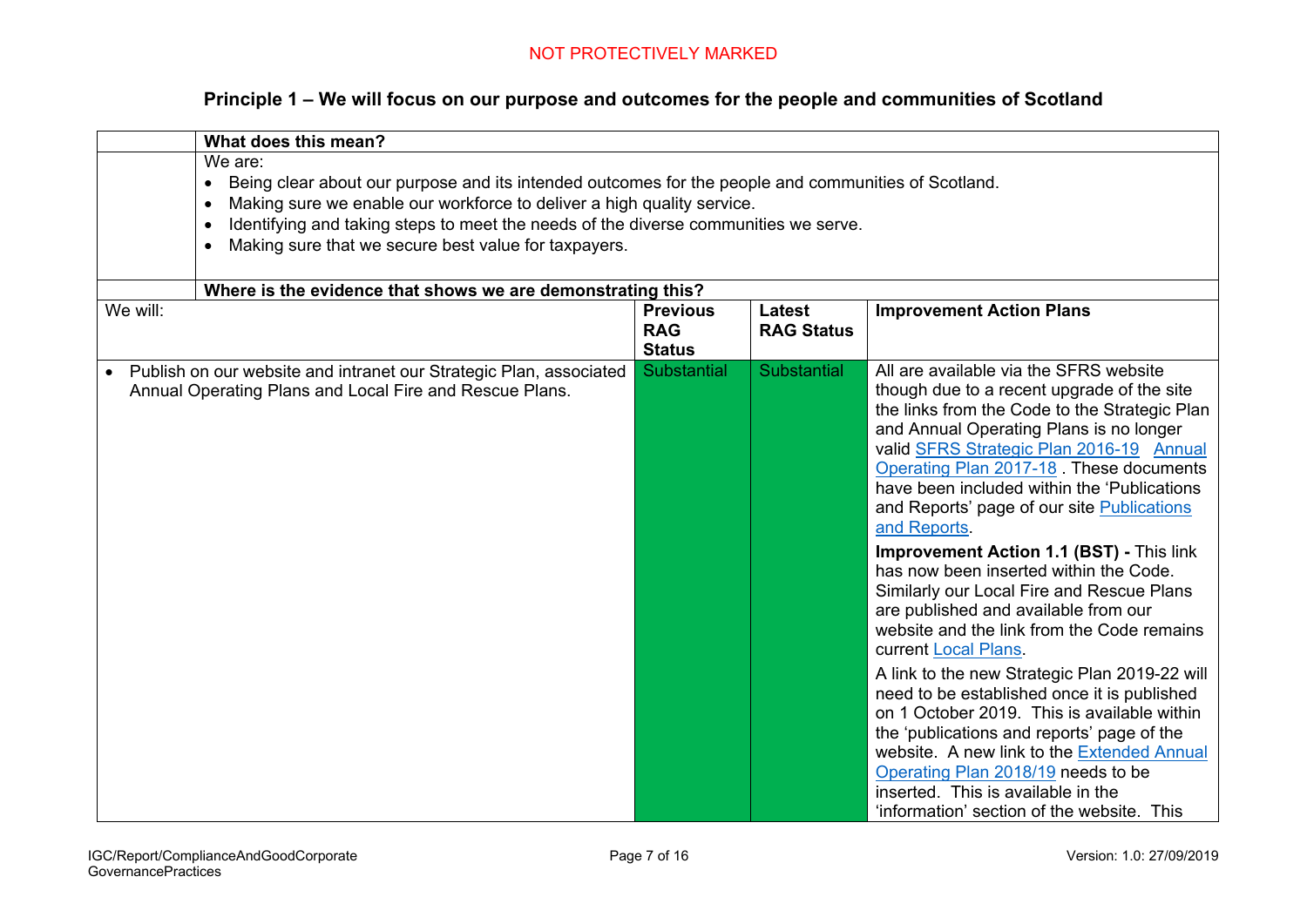## Principle 1 – We will focus on our purpose and outcomes for the people and communities of Scotland

| | What does this mean? | | |
|---|---|---|---|
| | We are:<br>• Being clear about our purpose and its intended outcomes for the people and communities of Scotland.<br>• Making sure we enable our workforce to deliver a high quality service.<br>• Identifying and taking steps to meet the needs of the diverse communities we serve.<br>• Making sure that we secure best value for taxpayers. | | |
| | **Where is the evidence that shows we are demonstrating this?** | | |

| We will: | Previous RAG Status | Latest RAG Status | Improvement Action Plans |
|---|---|---|---|
| • Publish on our website and intranet our Strategic Plan, associated Annual Operating Plans and Local Fire and Rescue Plans. | Substantial | Substantial | All are available via the SFRS website though due to a recent upgrade of the site the links from the Code to the Strategic Plan and Annual Operating Plans is no longer valid SFRS Strategic Plan 2016-19 Annual Operating Plan 2017-18 . These documents have been included within the 'Publications and Reports' page of our site Publications and Reports.<br><br>**Improvement Action 1.1 (BST) -** This link has now been inserted within the Code. Similarly our Local Fire and Rescue Plans are published and available from our website and the link from the Code remains current Local Plans.<br><br>A link to the new Strategic Plan 2019-22 will need to be established once it is published on 1 October 2019. This is available within the 'publications and reports' page of the website. A new link to the Extended Annual Operating Plan 2018/19 needs to be inserted. This is available in the 'information' section of the website. This |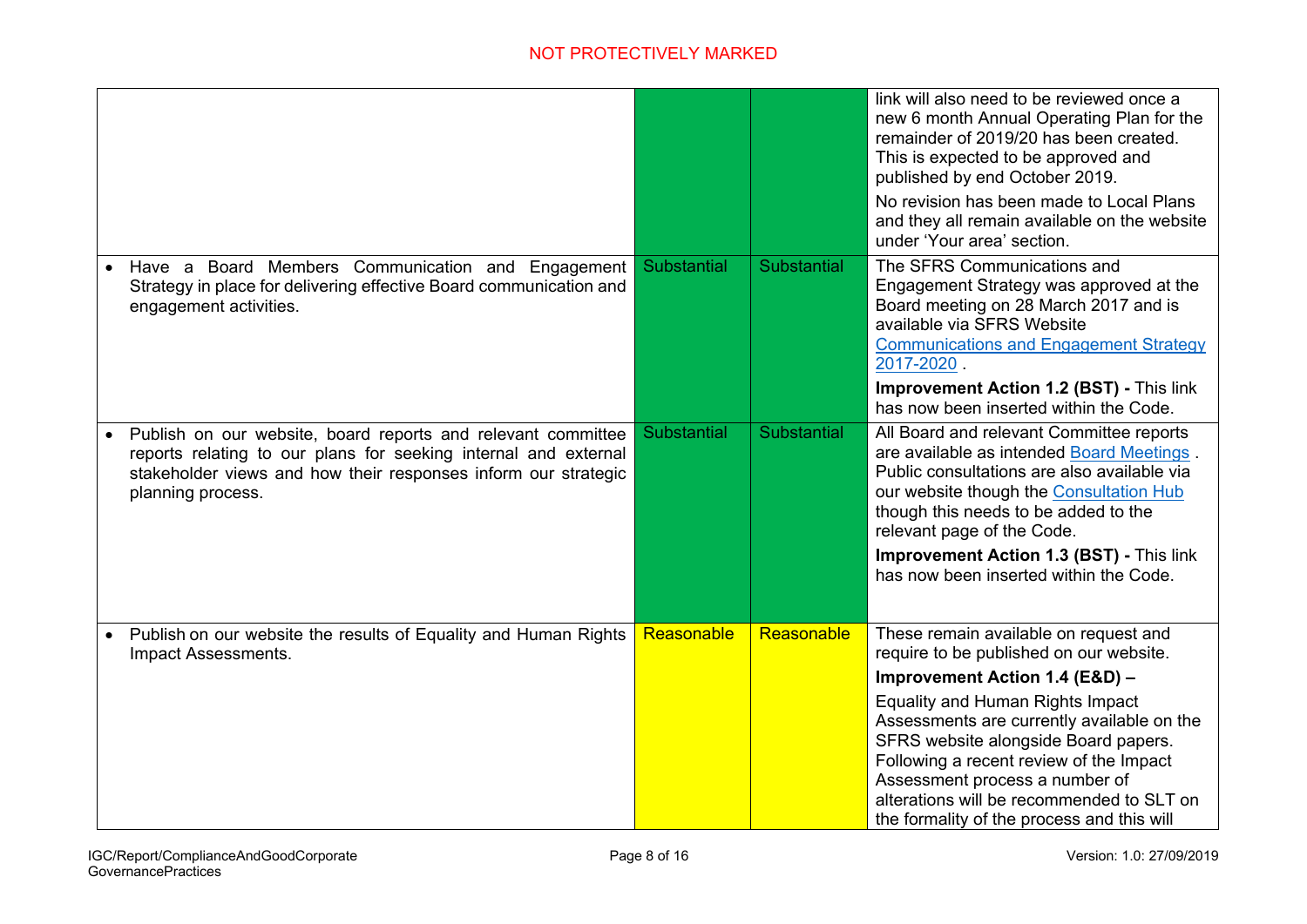| | | | |
|---|---|---|---|
| | | | link will also need to be reviewed once a new 6 month Annual Operating Plan for the remainder of 2019/20 has been created. This is expected to be approved and published by end October 2019.<br><br>No revision has been made to Local Plans and they all remain available on the website under 'Your area' section. |
| • Have a Board Members Communication and Engagement Strategy in place for delivering effective Board communication and engagement activities. | Substantial | Substantial | The SFRS Communications and Engagement Strategy was approved at the Board meeting on 28 March 2017 and is available via SFRS Website [Communications and Engagement Strategy 2017-2020](#) .<br><br>**Improvement Action 1.2 (BST) -** This link has now been inserted within the Code. |
| • Publish on our website, board reports and relevant committee reports relating to our plans for seeking internal and external stakeholder views and how their responses inform our strategic planning process. | Substantial | Substantial | All Board and relevant Committee reports are available as intended [Board Meetings](#) . Public consultations are also available via our website though the [Consultation Hub](#) though this needs to be added to the relevant page of the Code.<br><br>**Improvement Action 1.3 (BST) -** This link has now been inserted within the Code. |
| • Publish on our website the results of Equality and Human Rights Impact Assessments. | Reasonable | Reasonable | These remain available on request and require to be published on our website.<br><br>**Improvement Action 1.4 (E&D) –**<br><br>Equality and Human Rights Impact Assessments are currently available on the SFRS website alongside Board papers. Following a recent review of the Impact Assessment process a number of alterations will be recommended to SLT on the formality of the process and this will |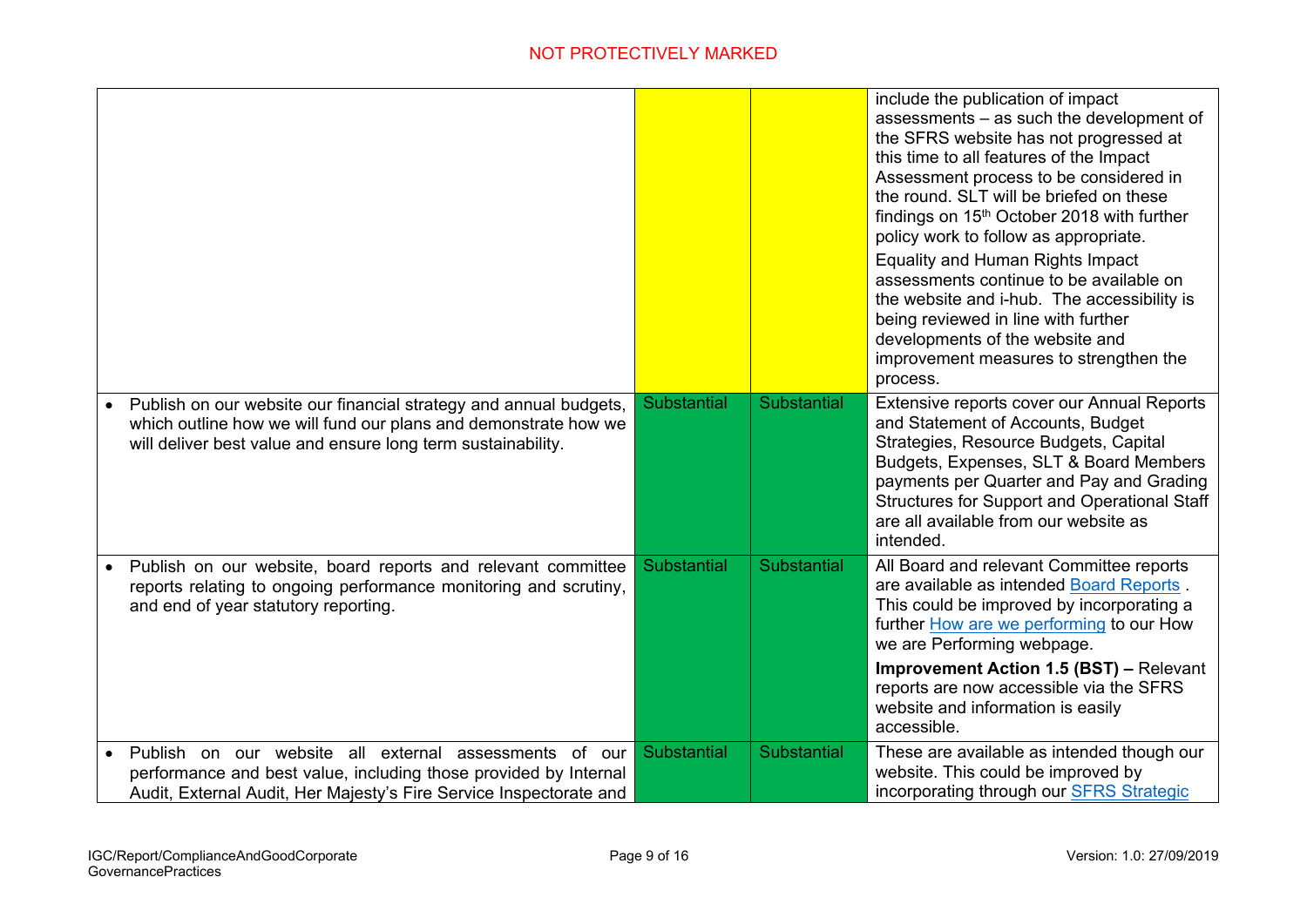| | | | |
|---|---|---|---|
| | | | include the publication of impact assessments – as such the development of the SFRS website has not progressed at this time to all features of the Impact Assessment process to be considered in the round. SLT will be briefed on these findings on 15th October 2018 with further policy work to follow as appropriate.<br><br>Equality and Human Rights Impact assessments continue to be available on the website and i-hub. The accessibility is being reviewed in line with further developments of the website and improvement measures to strengthen the process. |
| • Publish on our website our financial strategy and annual budgets, which outline how we will fund our plans and demonstrate how we will deliver best value and ensure long term sustainability. | Substantial | Substantial | Extensive reports cover our Annual Reports and Statement of Accounts, Budget Strategies, Resource Budgets, Capital Budgets, Expenses, SLT & Board Members payments per Quarter and Pay and Grading Structures for Support and Operational Staff are all available from our website as intended. |
| • Publish on our website, board reports and relevant committee reports relating to ongoing performance monitoring and scrutiny, and end of year statutory reporting. | Substantial | Substantial | All Board and relevant Committee reports are available as intended Board Reports . This could be improved by incorporating a further How are we performing to our How we are Performing webpage.<br><br>**Improvement Action 1.5 (BST) –** Relevant reports are now accessible via the SFRS website and information is easily accessible. |
| • Publish on our website all external assessments of our performance and best value, including those provided by Internal Audit, External Audit, Her Majesty's Fire Service Inspectorate and | Substantial | Substantial | These are available as intended though our website. This could be improved by incorporating through our SFRS Strategic |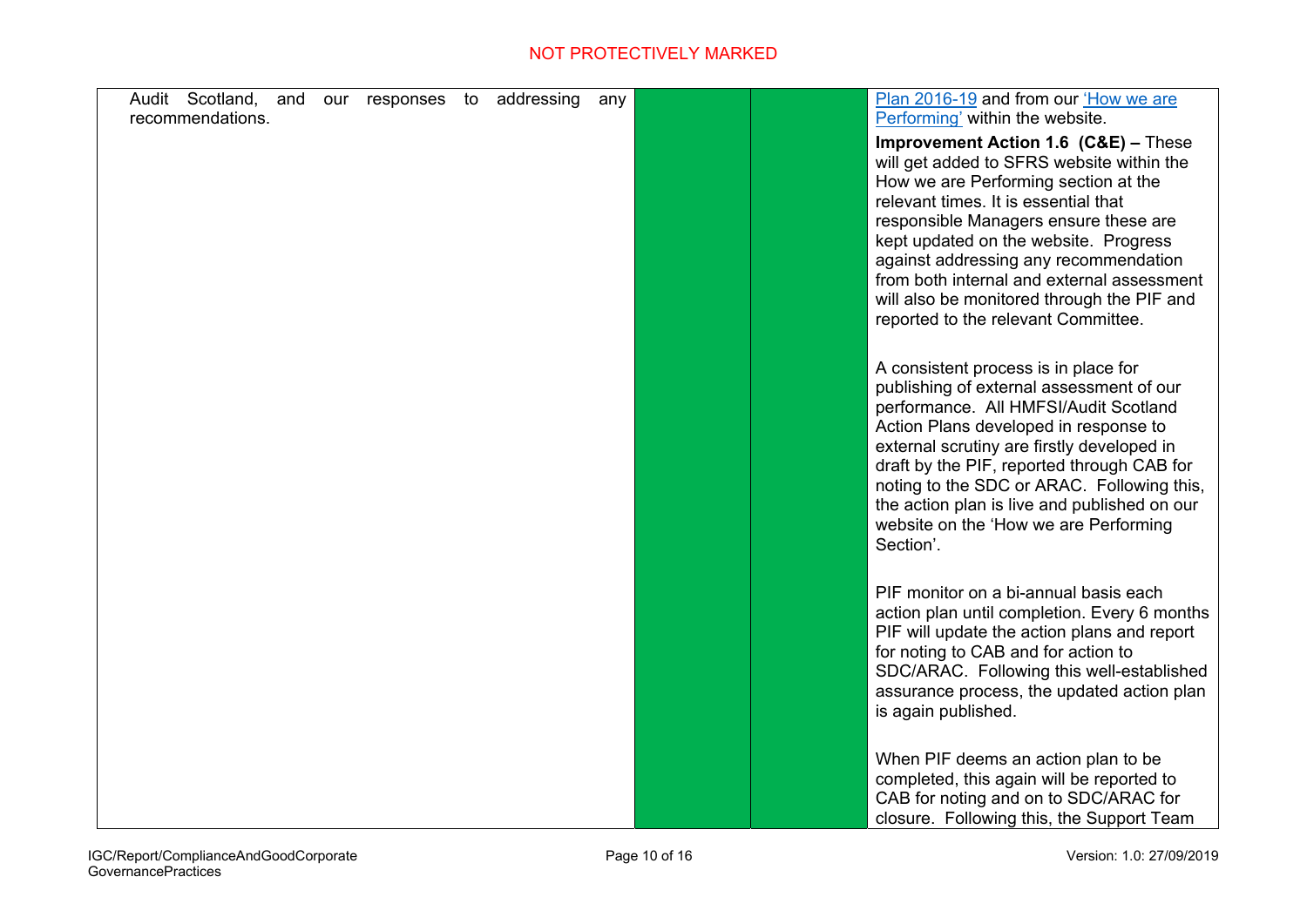| | | | |
|---|---|---|---|
| Audit Scotland, and our responses to addressing any recommendations. | | | Plan 2016-19 and from our 'How we are Performing' within the website.<br><br>**Improvement Action 1.6 (C&E) –** These will get added to SFRS website within the How we are Performing section at the relevant times. It is essential that responsible Managers ensure these are kept updated on the website. Progress against addressing any recommendation from both internal and external assessment will also be monitored through the PIF and reported to the relevant Committee.<br><br>A consistent process is in place for publishing of external assessment of our performance. All HMFSI/Audit Scotland Action Plans developed in response to external scrutiny are firstly developed in draft by the PIF, reported through CAB for noting to the SDC or ARAC. Following this, the action plan is live and published on our website on the 'How we are Performing Section'.<br><br>PIF monitor on a bi-annual basis each action plan until completion. Every 6 months PIF will update the action plans and report for noting to CAB and for action to SDC/ARAC. Following this well-established assurance process, the updated action plan is again published.<br><br>When PIF deems an action plan to be completed, this again will be reported to CAB for noting and on to SDC/ARAC for closure. Following this, the Support Team |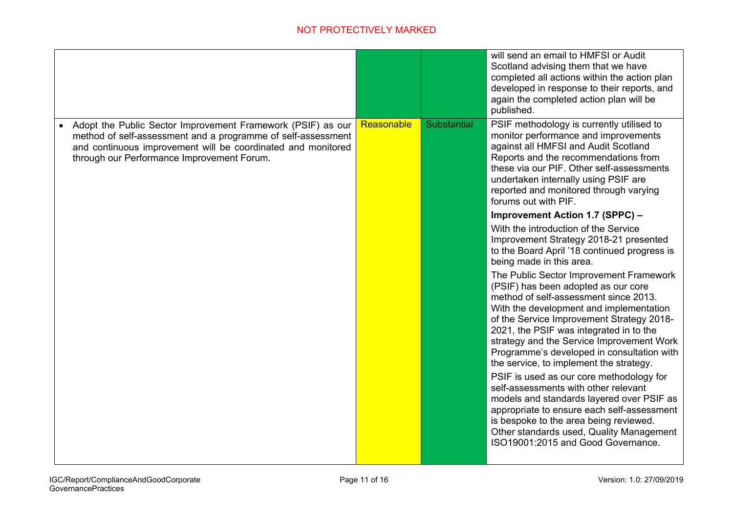| | | | |
|---|---|---|---|
| | | | will send an email to HMFSI or Audit Scotland advising them that we have completed all actions within the action plan developed in response to their reports, and again the completed action plan will be published. |
| • Adopt the Public Sector Improvement Framework (PSIF) as our method of self-assessment and a programme of self-assessment and continuous improvement will be coordinated and monitored through our Performance Improvement Forum. | Reasonable | Substantial | PSIF methodology is currently utilised to monitor performance and improvements against all HMFSI and Audit Scotland Reports and the recommendations from these via our PIF. Other self-assessments undertaken internally using PSIF are reported and monitored through varying forums out with PIF.<br><br>**Improvement Action 1.7 (SPPC) –**<br><br>With the introduction of the Service Improvement Strategy 2018-21 presented to the Board April '18 continued progress is being made in this area.<br><br>The Public Sector Improvement Framework (PSIF) has been adopted as our core method of self-assessment since 2013. With the development and implementation of the Service Improvement Strategy 2018-2021, the PSIF was integrated in to the strategy and the Service Improvement Work Programme's developed in consultation with the service, to implement the strategy.<br><br>PSIF is used as our core methodology for self-assessments with other relevant models and standards layered over PSIF as appropriate to ensure each self-assessment is bespoke to the area being reviewed. Other standards used, Quality Management ISO19001:2015 and Good Governance. |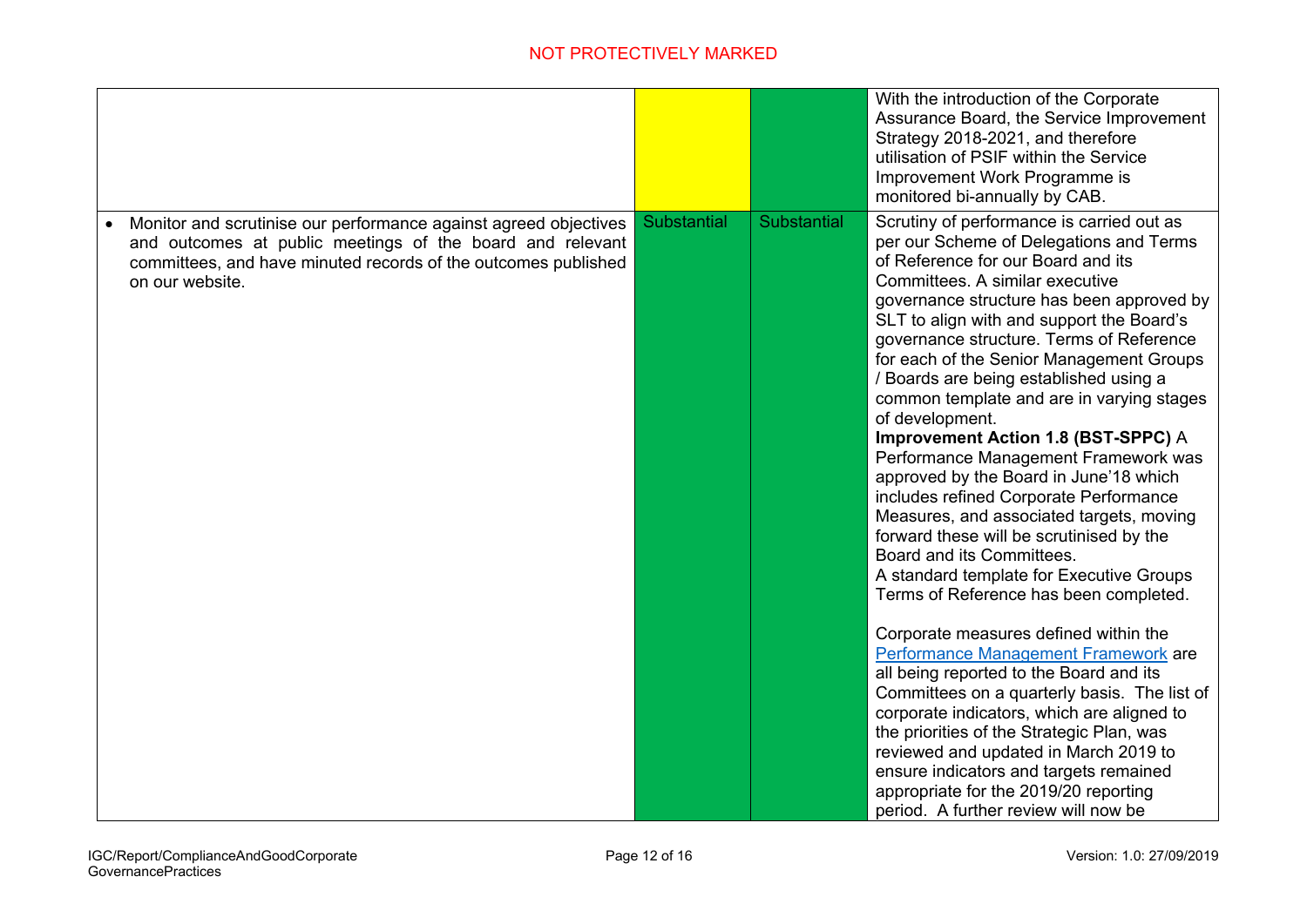| | | | |
|---|---|---|---|
| | | | With the introduction of the Corporate Assurance Board, the Service Improvement Strategy 2018-2021, and therefore utilisation of PSIF within the Service Improvement Work Programme is monitored bi-annually by CAB. |
| • Monitor and scrutinise our performance against agreed objectives and outcomes at public meetings of the board and relevant committees, and have minuted records of the outcomes published on our website. | Substantial | Substantial | Scrutiny of performance is carried out as per our Scheme of Delegations and Terms of Reference for our Board and its Committees. A similar executive governance structure has been approved by SLT to align with and support the Board's governance structure. Terms of Reference for each of the Senior Management Groups / Boards are being established using a common template and are in varying stages of development.<br>**Improvement Action 1.8 (BST-SPPC)** A Performance Management Framework was approved by the Board in June'18 which includes refined Corporate Performance Measures, and associated targets, moving forward these will be scrutinised by the Board and its Committees.<br>A standard template for Executive Groups Terms of Reference has been completed.<br><br>Corporate measures defined within the [Performance Management Framework]() are all being reported to the Board and its Committees on a quarterly basis. The list of corporate indicators, which are aligned to the priorities of the Strategic Plan, was reviewed and updated in March 2019 to ensure indicators and targets remained appropriate for the 2019/20 reporting period. A further review will now be |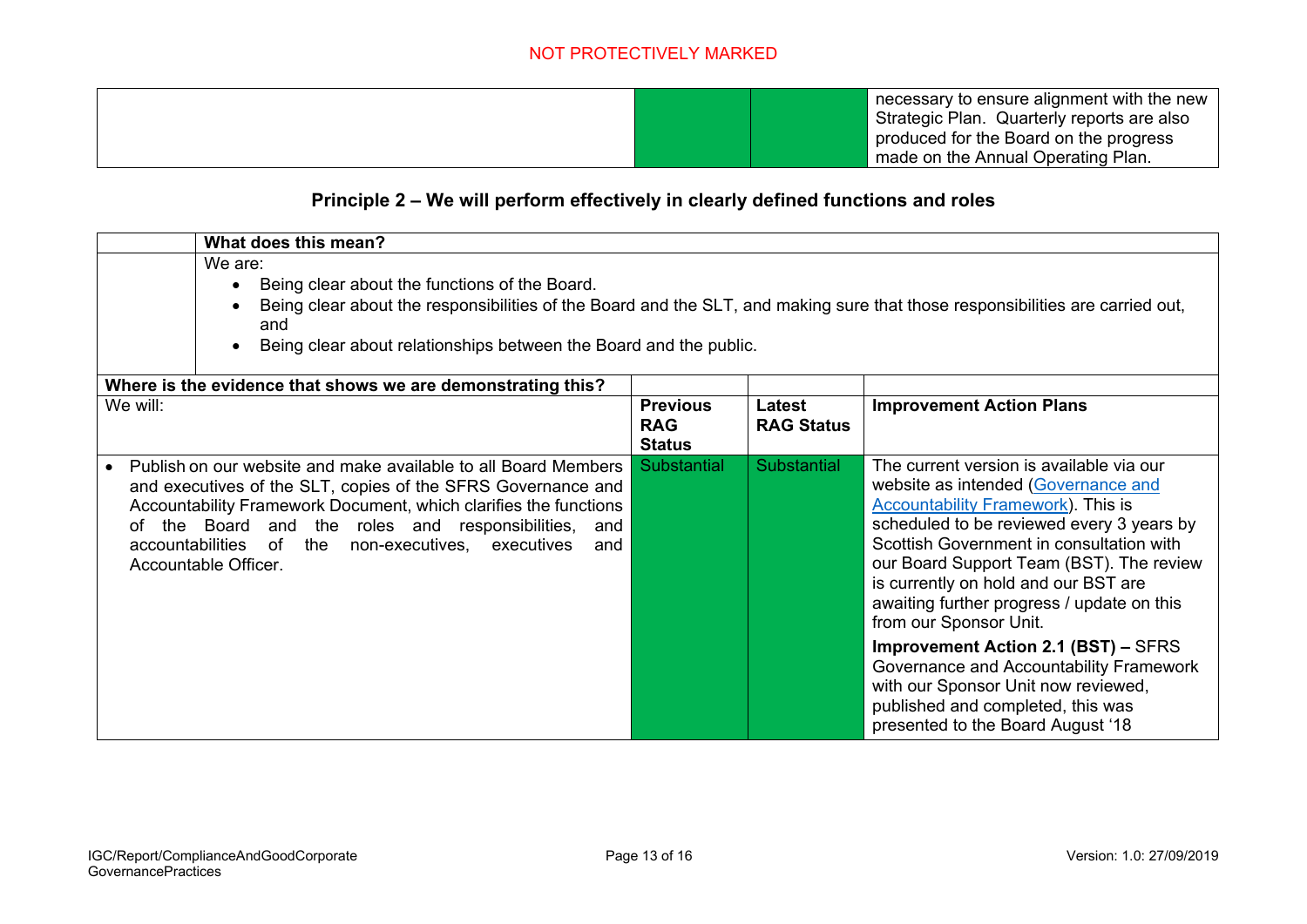| | | | necessary to ensure alignment with the new Strategic Plan. Quarterly reports are also produced for the Board on the progress made on the Annual Operating Plan. |
|---|---|---|---|

## Principle 2 – We will perform effectively in clearly defined functions and roles

| | **What does this mean?** |
|---|---|
| | We are:<br>• Being clear about the functions of the Board.<br>• Being clear about the responsibilities of the Board and the SLT, and making sure that those responsibilities are carried out, and<br>• Being clear about relationships between the Board and the public. |

| **Where is the evidence that shows we are demonstrating this?** | | | |
|---|---|---|---|
| We will: | **Previous RAG Status** | **Latest RAG Status** | **Improvement Action Plans** |
| • Publish on our website and make available to all Board Members and executives of the SLT, copies of the SFRS Governance and Accountability Framework Document, which clarifies the functions of the Board and the roles and responsibilities, and accountabilities of the non-executives, executives and Accountable Officer. | Substantial | Substantial | The current version is available via our website as intended (Governance and Accountability Framework). This is scheduled to be reviewed every 3 years by Scottish Government in consultation with our Board Support Team (BST). The review is currently on hold and our BST are awaiting further progress / update on this from our Sponsor Unit.<br><br>**Improvement Action 2.1 (BST) –** SFRS Governance and Accountability Framework with our Sponsor Unit now reviewed, published and completed, this was presented to the Board August '18 |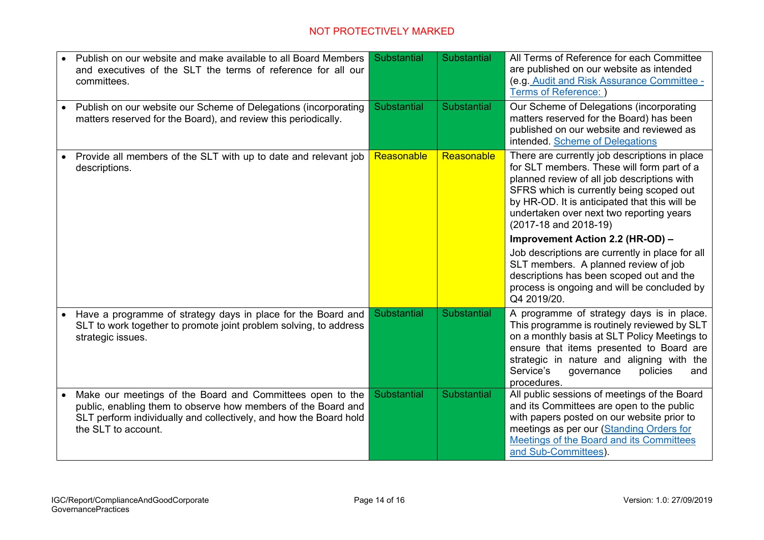| | | | |
|---|---|---|---|
| • Publish on our website and make available to all Board Members and executives of the SLT the terms of reference for all our committees. | Substantial | Substantial | All Terms of Reference for each Committee are published on our website as intended (e.g. Audit and Risk Assurance Committee - Terms of Reference: ) |
| • Publish on our website our Scheme of Delegations (incorporating matters reserved for the Board), and review this periodically. | Substantial | Substantial | Our Scheme of Delegations (incorporating matters reserved for the Board) has been published on our website and reviewed as intended. Scheme of Delegations |
| • Provide all members of the SLT with up to date and relevant job descriptions. | Reasonable | Reasonable | There are currently job descriptions in place for SLT members. These will form part of a planned review of all job descriptions with SFRS which is currently being scoped out by HR-OD. It is anticipated that this will be undertaken over next two reporting years (2017-18 and 2018-19)<br><br>**Improvement Action 2.2 (HR-OD) –**<br><br>Job descriptions are currently in place for all SLT members. A planned review of job descriptions has been scoped out and the process is ongoing and will be concluded by Q4 2019/20. |
| • Have a programme of strategy days in place for the Board and SLT to work together to promote joint problem solving, to address strategic issues. | Substantial | Substantial | A programme of strategy days is in place. This programme is routinely reviewed by SLT on a monthly basis at SLT Policy Meetings to ensure that items presented to Board are strategic in nature and aligning with the Service's governance policies and procedures. |
| • Make our meetings of the Board and Committees open to the public, enabling them to observe how members of the Board and SLT perform individually and collectively, and how the Board hold the SLT to account. | Substantial | Substantial | All public sessions of meetings of the Board and its Committees are open to the public with papers posted on our website prior to meetings as per our (Standing Orders for Meetings of the Board and its Committees and Sub-Committees). |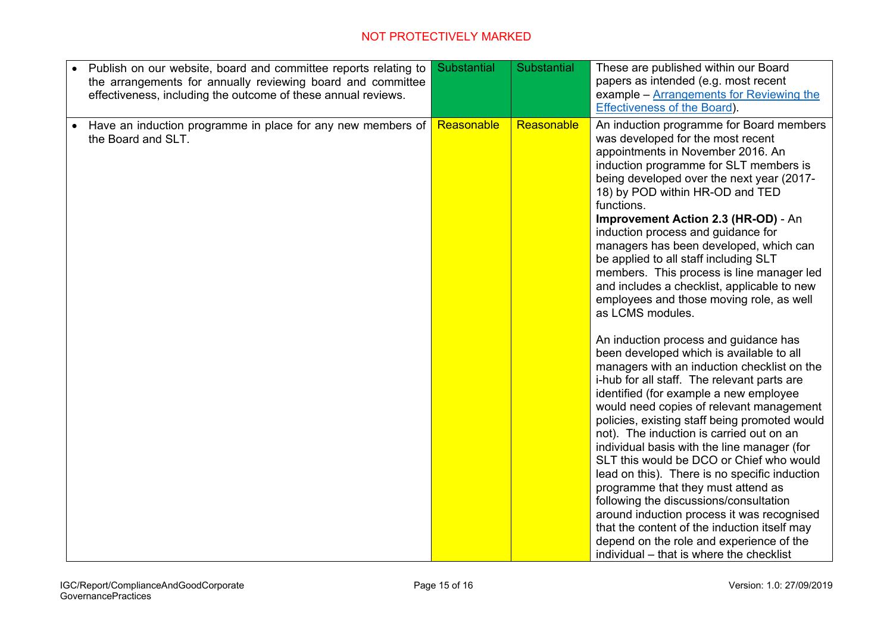| | | | |
|---|---|---|---|
| • Publish on our website, board and committee reports relating to the arrangements for annually reviewing board and committee effectiveness, including the outcome of these annual reviews. | Substantial | Substantial | These are published within our Board papers as intended (e.g. most recent example – Arrangements for Reviewing the Effectiveness of the Board). |
| • Have an induction programme in place for any new members of the Board and SLT. | Reasonable | Reasonable | An induction programme for Board members was developed for the most recent appointments in November 2016. An induction programme for SLT members is being developed over the next year (2017-18) by POD within HR-OD and TED functions.<br>**Improvement Action 2.3 (HR-OD)** - An induction process and guidance for managers has been developed, which can be applied to all staff including SLT members. This process is line manager led and includes a checklist, applicable to new employees and those moving role, as well as LCMS modules.<br><br>An induction process and guidance has been developed which is available to all managers with an induction checklist on the i-hub for all staff. The relevant parts are identified (for example a new employee would need copies of relevant management policies, existing staff being promoted would not). The induction is carried out on an individual basis with the line manager (for SLT this would be DCO or Chief who would lead on this). There is no specific induction programme that they must attend as following the discussions/consultation around induction process it was recognised that the content of the induction itself may depend on the role and experience of the individual – that is where the checklist |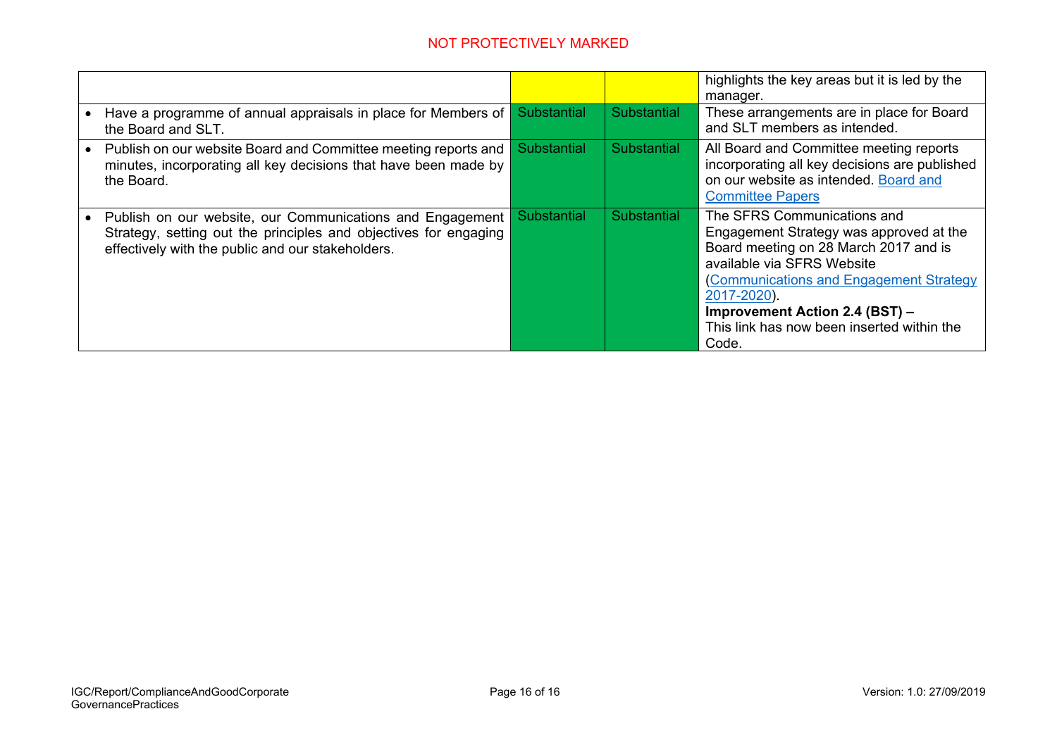| | | | |
|---|---|---|---|
| | | | highlights the key areas but it is led by the manager. |
| • Have a programme of annual appraisals in place for Members of the Board and SLT. | Substantial | Substantial | These arrangements are in place for Board and SLT members as intended. |
| • Publish on our website Board and Committee meeting reports and minutes, incorporating all key decisions that have been made by the Board. | Substantial | Substantial | All Board and Committee meeting reports incorporating all key decisions are published on our website as intended. Board and Committee Papers |
| • Publish on our website, our Communications and Engagement Strategy, setting out the principles and objectives for engaging effectively with the public and our stakeholders. | Substantial | Substantial | The SFRS Communications and Engagement Strategy was approved at the Board meeting on 28 March 2017 and is available via SFRS Website (Communications and Engagement Strategy 2017-2020). **Improvement Action 2.4 (BST) –** This link has now been inserted within the Code. |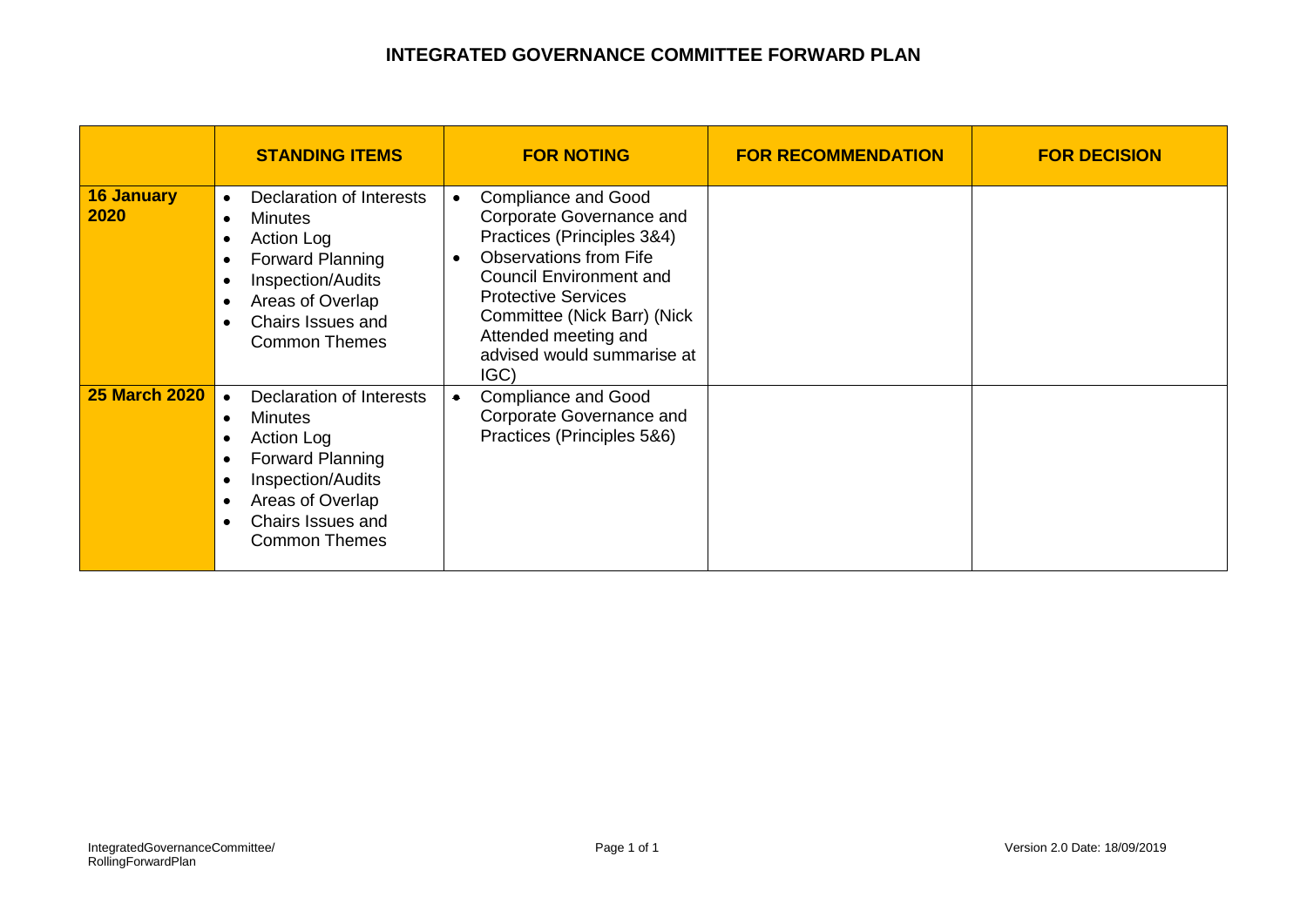# INTEGRATED GOVERNANCE COMMITTEE FORWARD PLAN

| | STANDING ITEMS | FOR NOTING | FOR RECOMMENDATION | FOR DECISION |
|---|---|---|---|---|
| **16 January 2020** | • Declaration of Interests<br>• Minutes<br>• Action Log<br>• Forward Planning<br>• Inspection/Audits<br>• Areas of Overlap<br>• Chairs Issues and Common Themes | • Compliance and Good Corporate Governance and Practices (Principles 3&4)<br>• Observations from Fife Council Environment and Protective Services Committee (Nick Barr) (Nick Attended meeting and advised would summarise at IGC) | | |
| **25 March 2020** | • Declaration of Interests<br>• Minutes<br>• Action Log<br>• Forward Planning<br>• Inspection/Audits<br>• Areas of Overlap<br>• Chairs Issues and Common Themes | • Compliance and Good Corporate Governance and Practices (Principles 5&6) | | |

IntegratedGovernanceCommittee/RollingForwardPlan

Version 2.0 Date: 18/09/2019